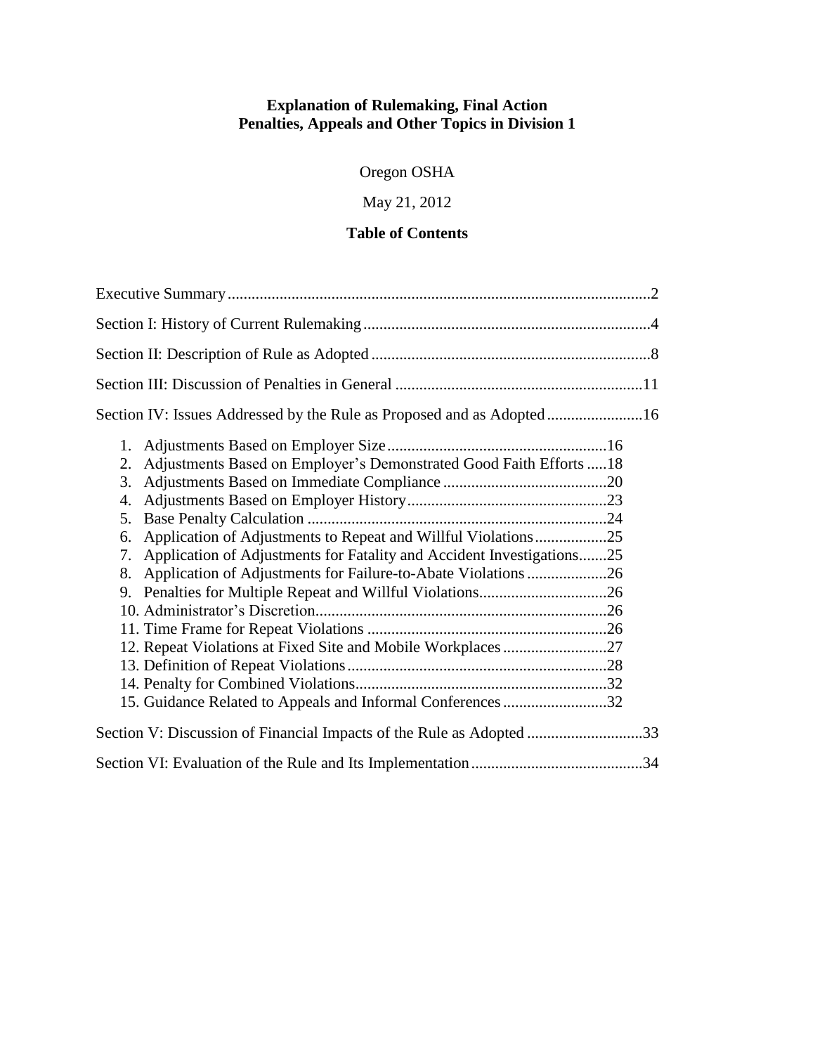# Explanation of Rulemaking, Final Action
# Penalties, Appeals and Other Topics in Division 1

Oregon OSHA

May 21, 2012

## Table of Contents

Executive Summary ..........2

Section I: History of Current Rulemaking ..........4

Section II: Description of Rule as Adopted ..........8

Section III: Discussion of Penalties in General ..........11

Section IV: Issues Addressed by the Rule as Proposed and as Adopted ..........16

1. Adjustments Based on Employer Size ..........16
2. Adjustments Based on Employer's Demonstrated Good Faith Efforts ..........18
3. Adjustments Based on Immediate Compliance ..........20
4. Adjustments Based on Employer History ..........23
5. Base Penalty Calculation ..........24
6. Application of Adjustments to Repeat and Willful Violations ..........25
7. Application of Adjustments for Fatality and Accident Investigations ..........25
8. Application of Adjustments for Failure-to-Abate Violations ..........26
9. Penalties for Multiple Repeat and Willful Violations ..........26
10. Administrator's Discretion ..........26
11. Time Frame for Repeat Violations ..........26
12. Repeat Violations at Fixed Site and Mobile Workplaces ..........27
13. Definition of Repeat Violations ..........28
14. Penalty for Combined Violations ..........32
15. Guidance Related to Appeals and Informal Conferences ..........32

Section V: Discussion of Financial Impacts of the Rule as Adopted ..........33

Section VI: Evaluation of the Rule and Its Implementation ..........34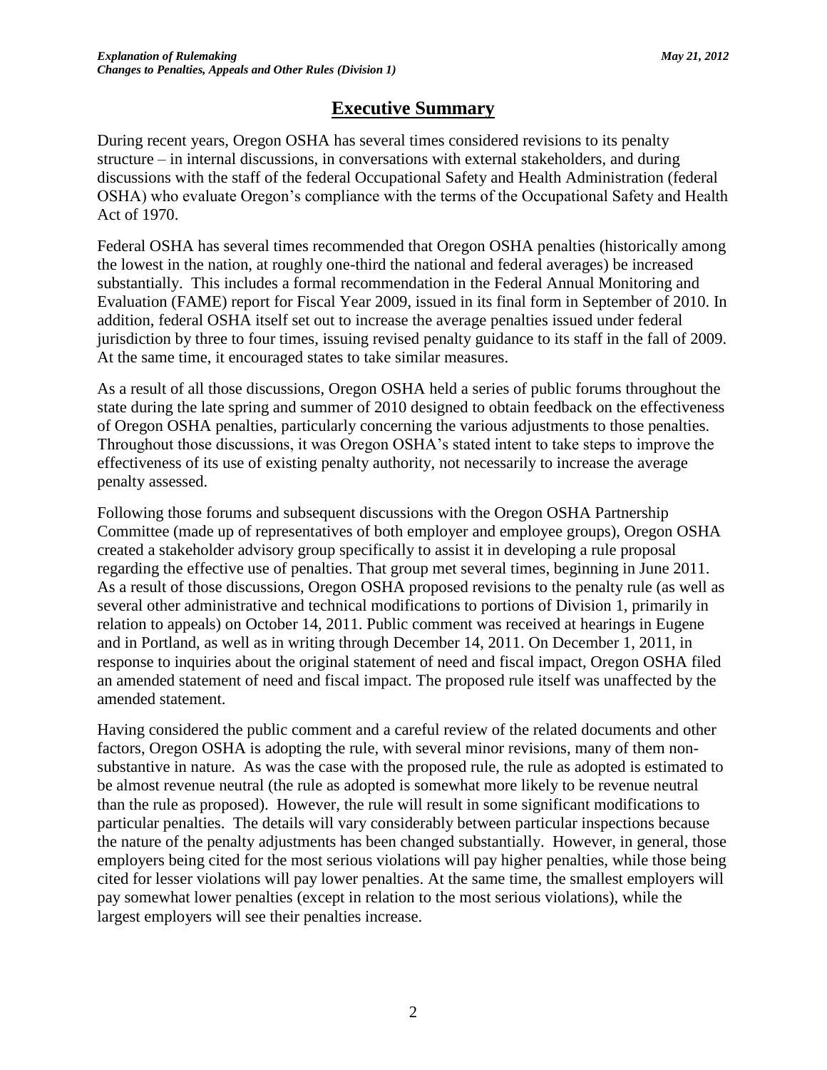# Executive Summary

During recent years, Oregon OSHA has several times considered revisions to its penalty structure – in internal discussions, in conversations with external stakeholders, and during discussions with the staff of the federal Occupational Safety and Health Administration (federal OSHA) who evaluate Oregon's compliance with the terms of the Occupational Safety and Health Act of 1970.

Federal OSHA has several times recommended that Oregon OSHA penalties (historically among the lowest in the nation, at roughly one-third the national and federal averages) be increased substantially. This includes a formal recommendation in the Federal Annual Monitoring and Evaluation (FAME) report for Fiscal Year 2009, issued in its final form in September of 2010. In addition, federal OSHA itself set out to increase the average penalties issued under federal jurisdiction by three to four times, issuing revised penalty guidance to its staff in the fall of 2009. At the same time, it encouraged states to take similar measures.

As a result of all those discussions, Oregon OSHA held a series of public forums throughout the state during the late spring and summer of 2010 designed to obtain feedback on the effectiveness of Oregon OSHA penalties, particularly concerning the various adjustments to those penalties. Throughout those discussions, it was Oregon OSHA's stated intent to take steps to improve the effectiveness of its use of existing penalty authority, not necessarily to increase the average penalty assessed.

Following those forums and subsequent discussions with the Oregon OSHA Partnership Committee (made up of representatives of both employer and employee groups), Oregon OSHA created a stakeholder advisory group specifically to assist it in developing a rule proposal regarding the effective use of penalties. That group met several times, beginning in June 2011. As a result of those discussions, Oregon OSHA proposed revisions to the penalty rule (as well as several other administrative and technical modifications to portions of Division 1, primarily in relation to appeals) on October 14, 2011. Public comment was received at hearings in Eugene and in Portland, as well as in writing through December 14, 2011. On December 1, 2011, in response to inquiries about the original statement of need and fiscal impact, Oregon OSHA filed an amended statement of need and fiscal impact. The proposed rule itself was unaffected by the amended statement.

Having considered the public comment and a careful review of the related documents and other factors, Oregon OSHA is adopting the rule, with several minor revisions, many of them non-substantive in nature. As was the case with the proposed rule, the rule as adopted is estimated to be almost revenue neutral (the rule as adopted is somewhat more likely to be revenue neutral than the rule as proposed). However, the rule will result in some significant modifications to particular penalties. The details will vary considerably between particular inspections because the nature of the penalty adjustments has been changed substantially. However, in general, those employers being cited for the most serious violations will pay higher penalties, while those being cited for lesser violations will pay lower penalties. At the same time, the smallest employers will pay somewhat lower penalties (except in relation to the most serious violations), while the largest employers will see their penalties increase.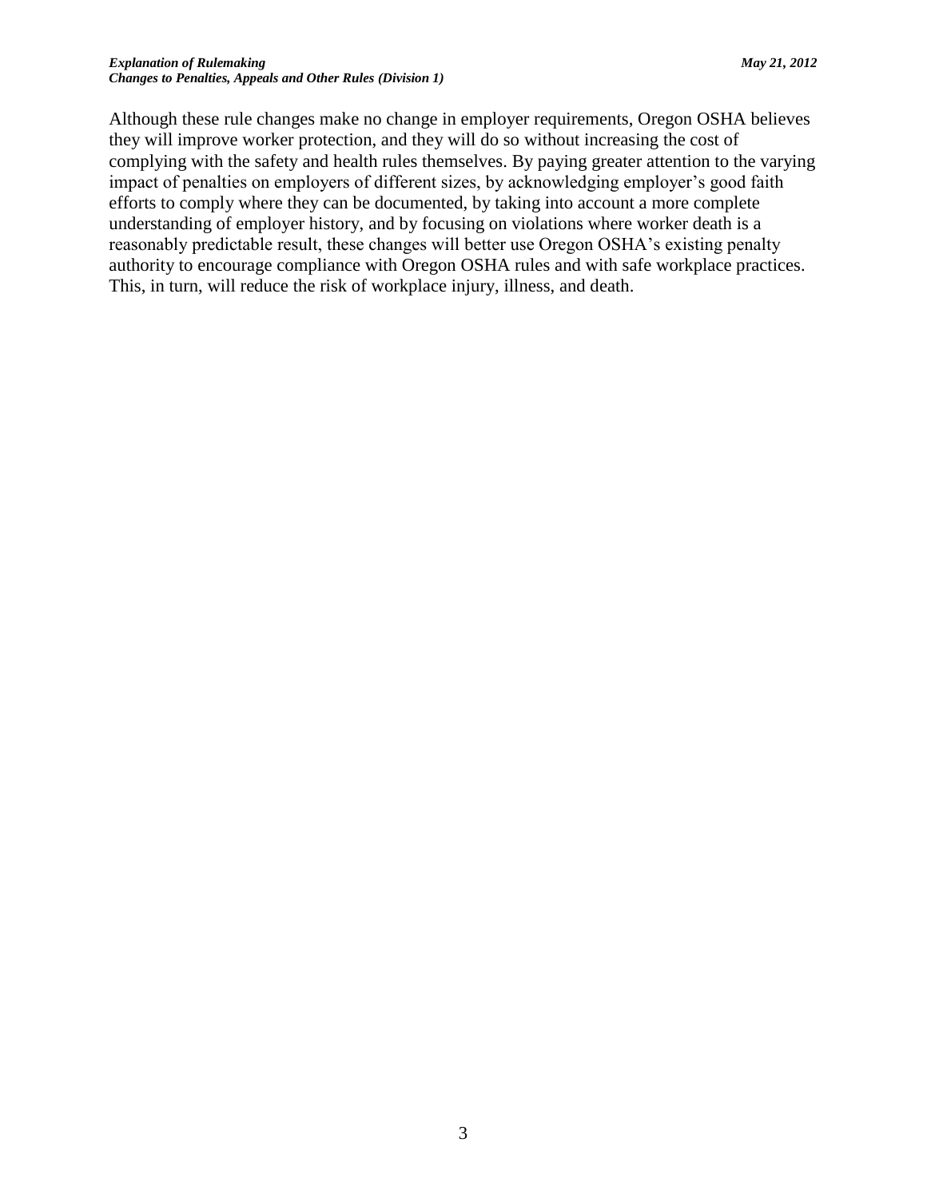Although these rule changes make no change in employer requirements, Oregon OSHA believes they will improve worker protection, and they will do so without increasing the cost of complying with the safety and health rules themselves. By paying greater attention to the varying impact of penalties on employers of different sizes, by acknowledging employer's good faith efforts to comply where they can be documented, by taking into account a more complete understanding of employer history, and by focusing on violations where worker death is a reasonably predictable result, these changes will better use Oregon OSHA's existing penalty authority to encourage compliance with Oregon OSHA rules and with safe workplace practices. This, in turn, will reduce the risk of workplace injury, illness, and death.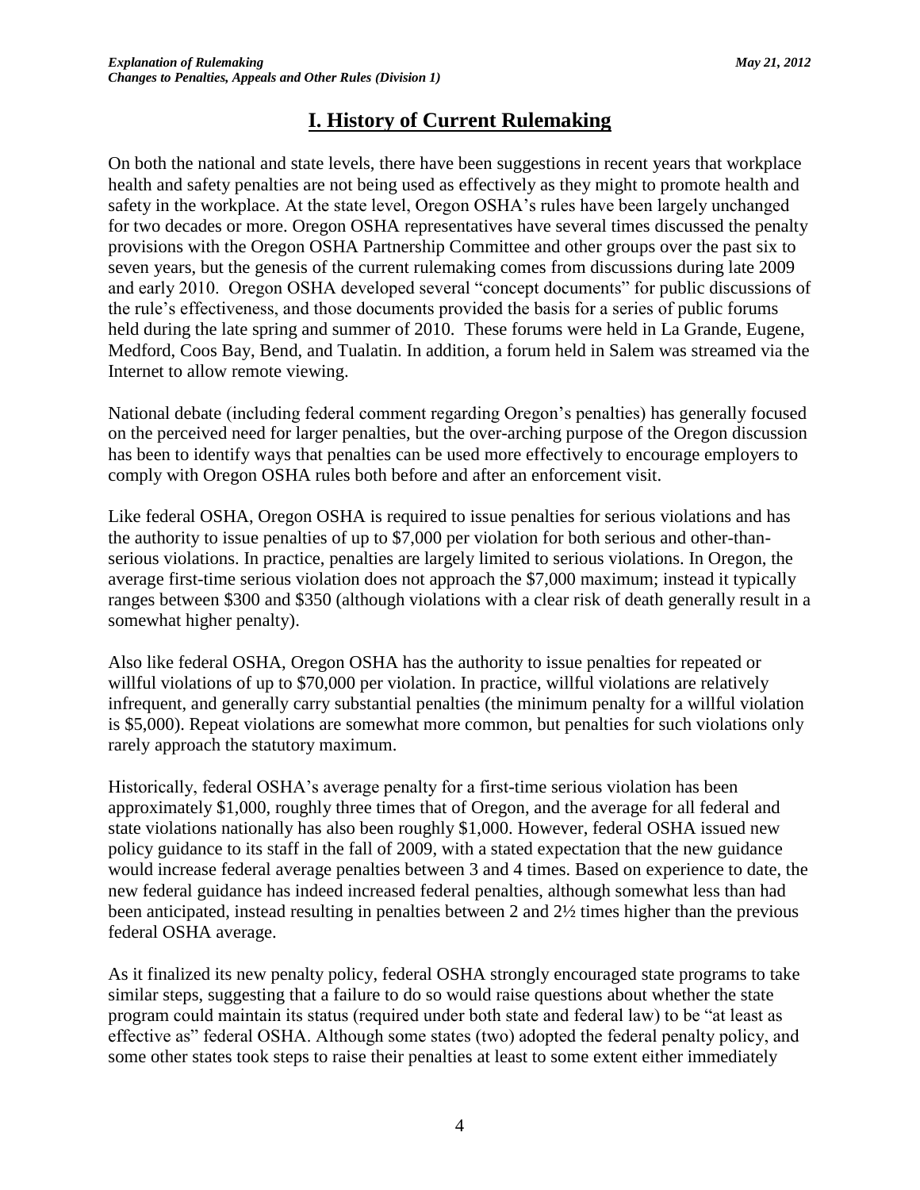# I. History of Current Rulemaking

On both the national and state levels, there have been suggestions in recent years that workplace health and safety penalties are not being used as effectively as they might to promote health and safety in the workplace. At the state level, Oregon OSHA's rules have been largely unchanged for two decades or more. Oregon OSHA representatives have several times discussed the penalty provisions with the Oregon OSHA Partnership Committee and other groups over the past six to seven years, but the genesis of the current rulemaking comes from discussions during late 2009 and early 2010. Oregon OSHA developed several "concept documents" for public discussions of the rule's effectiveness, and those documents provided the basis for a series of public forums held during the late spring and summer of 2010. These forums were held in La Grande, Eugene, Medford, Coos Bay, Bend, and Tualatin. In addition, a forum held in Salem was streamed via the Internet to allow remote viewing.

National debate (including federal comment regarding Oregon's penalties) has generally focused on the perceived need for larger penalties, but the over-arching purpose of the Oregon discussion has been to identify ways that penalties can be used more effectively to encourage employers to comply with Oregon OSHA rules both before and after an enforcement visit.

Like federal OSHA, Oregon OSHA is required to issue penalties for serious violations and has the authority to issue penalties of up to $7,000 per violation for both serious and other-than-serious violations. In practice, penalties are largely limited to serious violations. In Oregon, the average first-time serious violation does not approach the $7,000 maximum; instead it typically ranges between $300 and $350 (although violations with a clear risk of death generally result in a somewhat higher penalty).

Also like federal OSHA, Oregon OSHA has the authority to issue penalties for repeated or willful violations of up to $70,000 per violation. In practice, willful violations are relatively infrequent, and generally carry substantial penalties (the minimum penalty for a willful violation is $5,000). Repeat violations are somewhat more common, but penalties for such violations only rarely approach the statutory maximum.

Historically, federal OSHA's average penalty for a first-time serious violation has been approximately $1,000, roughly three times that of Oregon, and the average for all federal and state violations nationally has also been roughly $1,000. However, federal OSHA issued new policy guidance to its staff in the fall of 2009, with a stated expectation that the new guidance would increase federal average penalties between 3 and 4 times. Based on experience to date, the new federal guidance has indeed increased federal penalties, although somewhat less than had been anticipated, instead resulting in penalties between 2 and 2½ times higher than the previous federal OSHA average.

As it finalized its new penalty policy, federal OSHA strongly encouraged state programs to take similar steps, suggesting that a failure to do so would raise questions about whether the state program could maintain its status (required under both state and federal law) to be "at least as effective as" federal OSHA. Although some states (two) adopted the federal penalty policy, and some other states took steps to raise their penalties at least to some extent either immediately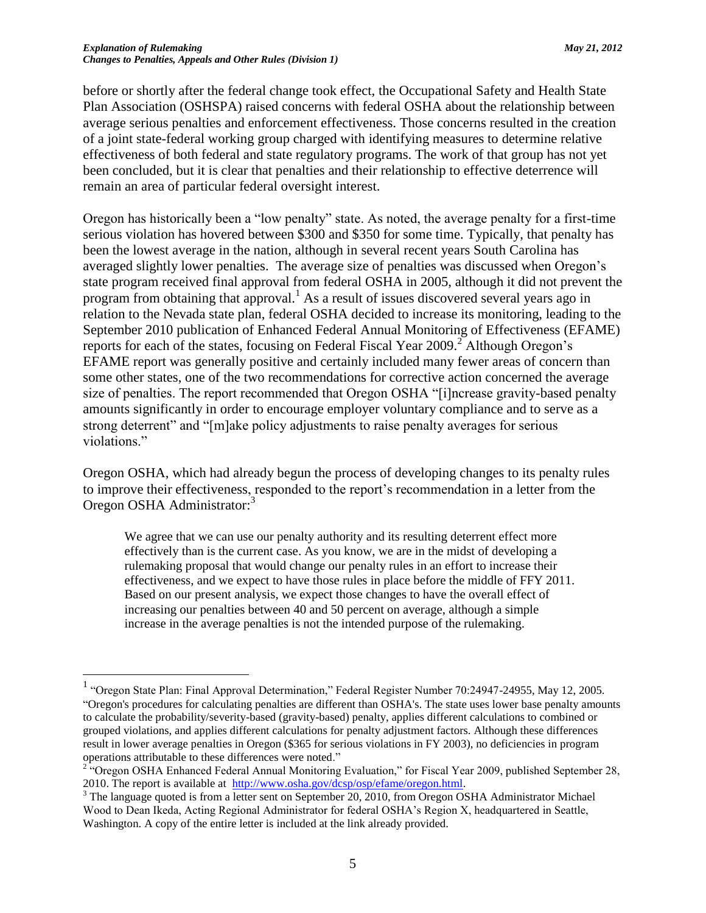before or shortly after the federal change took effect, the Occupational Safety and Health State Plan Association (OSHSPA) raised concerns with federal OSHA about the relationship between average serious penalties and enforcement effectiveness. Those concerns resulted in the creation of a joint state-federal working group charged with identifying measures to determine relative effectiveness of both federal and state regulatory programs. The work of that group has not yet been concluded, but it is clear that penalties and their relationship to effective deterrence will remain an area of particular federal oversight interest.

Oregon has historically been a "low penalty" state. As noted, the average penalty for a first-time serious violation has hovered between $300 and $350 for some time. Typically, that penalty has been the lowest average in the nation, although in several recent years South Carolina has averaged slightly lower penalties. The average size of penalties was discussed when Oregon's state program received final approval from federal OSHA in 2005, although it did not prevent the program from obtaining that approval.[1] As a result of issues discovered several years ago in relation to the Nevada state plan, federal OSHA decided to increase its monitoring, leading to the September 2010 publication of Enhanced Federal Annual Monitoring of Effectiveness (EFAME) reports for each of the states, focusing on Federal Fiscal Year 2009.[2] Although Oregon's EFAME report was generally positive and certainly included many fewer areas of concern than some other states, one of the two recommendations for corrective action concerned the average size of penalties. The report recommended that Oregon OSHA "[i]ncrease gravity-based penalty amounts significantly in order to encourage employer voluntary compliance and to serve as a strong deterrent" and "[m]ake policy adjustments to raise penalty averages for serious violations."

Oregon OSHA, which had already begun the process of developing changes to its penalty rules to improve their effectiveness, responded to the report's recommendation in a letter from the Oregon OSHA Administrator:[3]

> We agree that we can use our penalty authority and its resulting deterrent effect more effectively than is the current case. As you know, we are in the midst of developing a rulemaking proposal that would change our penalty rules in an effort to increase their effectiveness, and we expect to have those rules in place before the middle of FFY 2011. Based on our present analysis, we expect those changes to have the overall effect of increasing our penalties between 40 and 50 percent on average, although a simple increase in the average penalties is not the intended purpose of the rulemaking.

---

[1] "Oregon State Plan: Final Approval Determination," Federal Register Number 70:24947-24955, May 12, 2005. "Oregon's procedures for calculating penalties are different than OSHA's. The state uses lower base penalty amounts to calculate the probability/severity-based (gravity-based) penalty, applies different calculations to combined or grouped violations, and applies different calculations for penalty adjustment factors. Although these differences result in lower average penalties in Oregon ($365 for serious violations in FY 2003), no deficiencies in program operations attributable to these differences were noted."

[2] "Oregon OSHA Enhanced Federal Annual Monitoring Evaluation," for Fiscal Year 2009, published September 28, 2010. The report is available at http://www.osha.gov/dcsp/osp/efame/oregon.html.

[3] The language quoted is from a letter sent on September 20, 2010, from Oregon OSHA Administrator Michael Wood to Dean Ikeda, Acting Regional Administrator for federal OSHA's Region X, headquartered in Seattle, Washington. A copy of the entire letter is included at the link already provided.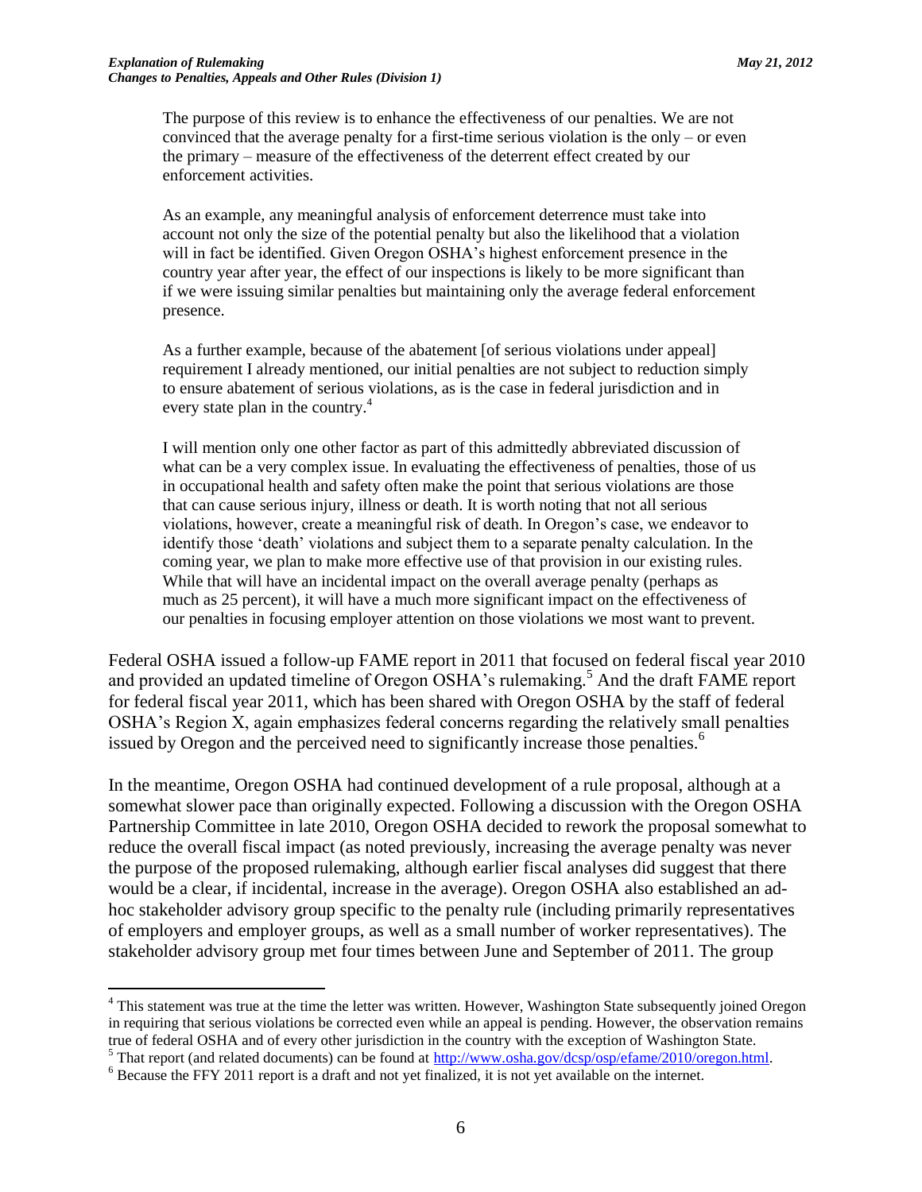> The purpose of this review is to enhance the effectiveness of our penalties. We are not convinced that the average penalty for a first-time serious violation is the only – or even the primary – measure of the effectiveness of the deterrent effect created by our enforcement activities.
>
> As an example, any meaningful analysis of enforcement deterrence must take into account not only the size of the potential penalty but also the likelihood that a violation will in fact be identified. Given Oregon OSHA's highest enforcement presence in the country year after year, the effect of our inspections is likely to be more significant than if we were issuing similar penalties but maintaining only the average federal enforcement presence.
>
> As a further example, because of the abatement [of serious violations under appeal] requirement I already mentioned, our initial penalties are not subject to reduction simply to ensure abatement of serious violations, as is the case in federal jurisdiction and in every state plan in the country.[4]
>
> I will mention only one other factor as part of this admittedly abbreviated discussion of what can be a very complex issue. In evaluating the effectiveness of penalties, those of us in occupational health and safety often make the point that serious violations are those that can cause serious injury, illness or death. It is worth noting that not all serious violations, however, create a meaningful risk of death. In Oregon's case, we endeavor to identify those 'death' violations and subject them to a separate penalty calculation. In the coming year, we plan to make more effective use of that provision in our existing rules. While that will have an incidental impact on the overall average penalty (perhaps as much as 25 percent), it will have a much more significant impact on the effectiveness of our penalties in focusing employer attention on those violations we most want to prevent.

Federal OSHA issued a follow-up FAME report in 2011 that focused on federal fiscal year 2010 and provided an updated timeline of Oregon OSHA's rulemaking.[5] And the draft FAME report for federal fiscal year 2011, which has been shared with Oregon OSHA by the staff of federal OSHA's Region X, again emphasizes federal concerns regarding the relatively small penalties issued by Oregon and the perceived need to significantly increase those penalties.[6]

In the meantime, Oregon OSHA had continued development of a rule proposal, although at a somewhat slower pace than originally expected. Following a discussion with the Oregon OSHA Partnership Committee in late 2010, Oregon OSHA decided to rework the proposal somewhat to reduce the overall fiscal impact (as noted previously, increasing the average penalty was never the purpose of the proposed rulemaking, although earlier fiscal analyses did suggest that there would be a clear, if incidental, increase in the average). Oregon OSHA also established an ad-hoc stakeholder advisory group specific to the penalty rule (including primarily representatives of employers and employer groups, as well as a small number of worker representatives). The stakeholder advisory group met four times between June and September of 2011. The group

---

[4] This statement was true at the time the letter was written. However, Washington State subsequently joined Oregon in requiring that serious violations be corrected even while an appeal is pending. However, the observation remains true of federal OSHA and of every other jurisdiction in the country with the exception of Washington State.

[5] That report (and related documents) can be found at http://www.osha.gov/dcsp/osp/efame/2010/oregon.html.

[6] Because the FFY 2011 report is a draft and not yet finalized, it is not yet available on the internet.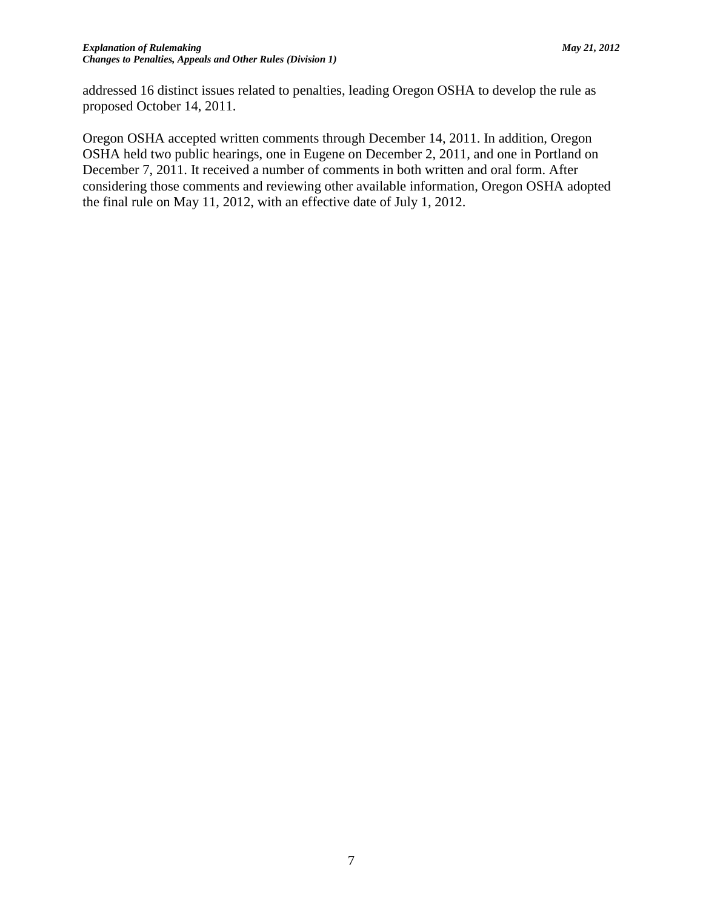addressed 16 distinct issues related to penalties, leading Oregon OSHA to develop the rule as proposed October 14, 2011.

Oregon OSHA accepted written comments through December 14, 2011. In addition, Oregon OSHA held two public hearings, one in Eugene on December 2, 2011, and one in Portland on December 7, 2011. It received a number of comments in both written and oral form. After considering those comments and reviewing other available information, Oregon OSHA adopted the final rule on May 11, 2012, with an effective date of July 1, 2012.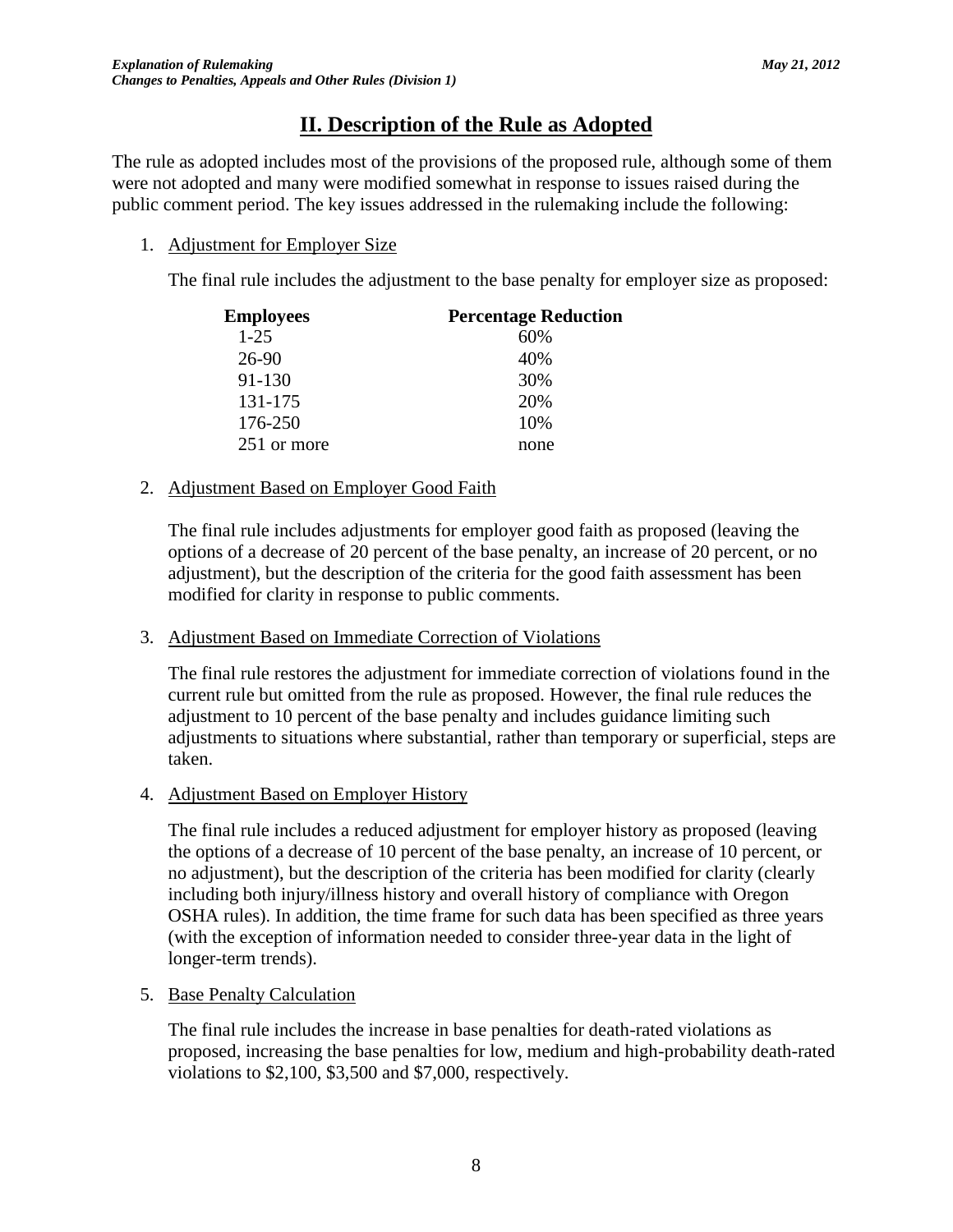## II. Description of the Rule as Adopted

The rule as adopted includes most of the provisions of the proposed rule, although some of them were not adopted and many were modified somewhat in response to issues raised during the public comment period. The key issues addressed in the rulemaking include the following:

1. Adjustment for Employer Size

   The final rule includes the adjustment to the base penalty for employer size as proposed:

   | Employees | Percentage Reduction |
   |---|---|
   | 1-25 | 60% |
   | 26-90 | 40% |
   | 91-130 | 30% |
   | 131-175 | 20% |
   | 176-250 | 10% |
   | 251 or more | none |

2. Adjustment Based on Employer Good Faith

   The final rule includes adjustments for employer good faith as proposed (leaving the options of a decrease of 20 percent of the base penalty, an increase of 20 percent, or no adjustment), but the description of the criteria for the good faith assessment has been modified for clarity in response to public comments.

3. Adjustment Based on Immediate Correction of Violations

   The final rule restores the adjustment for immediate correction of violations found in the current rule but omitted from the rule as proposed. However, the final rule reduces the adjustment to 10 percent of the base penalty and includes guidance limiting such adjustments to situations where substantial, rather than temporary or superficial, steps are taken.

4. Adjustment Based on Employer History

   The final rule includes a reduced adjustment for employer history as proposed (leaving the options of a decrease of 10 percent of the base penalty, an increase of 10 percent, or no adjustment), but the description of the criteria has been modified for clarity (clearly including both injury/illness history and overall history of compliance with Oregon OSHA rules). In addition, the time frame for such data has been specified as three years (with the exception of information needed to consider three-year data in the light of longer-term trends).

5. Base Penalty Calculation

   The final rule includes the increase in base penalties for death-rated violations as proposed, increasing the base penalties for low, medium and high-probability death-rated violations to $2,100, $3,500 and $7,000, respectively.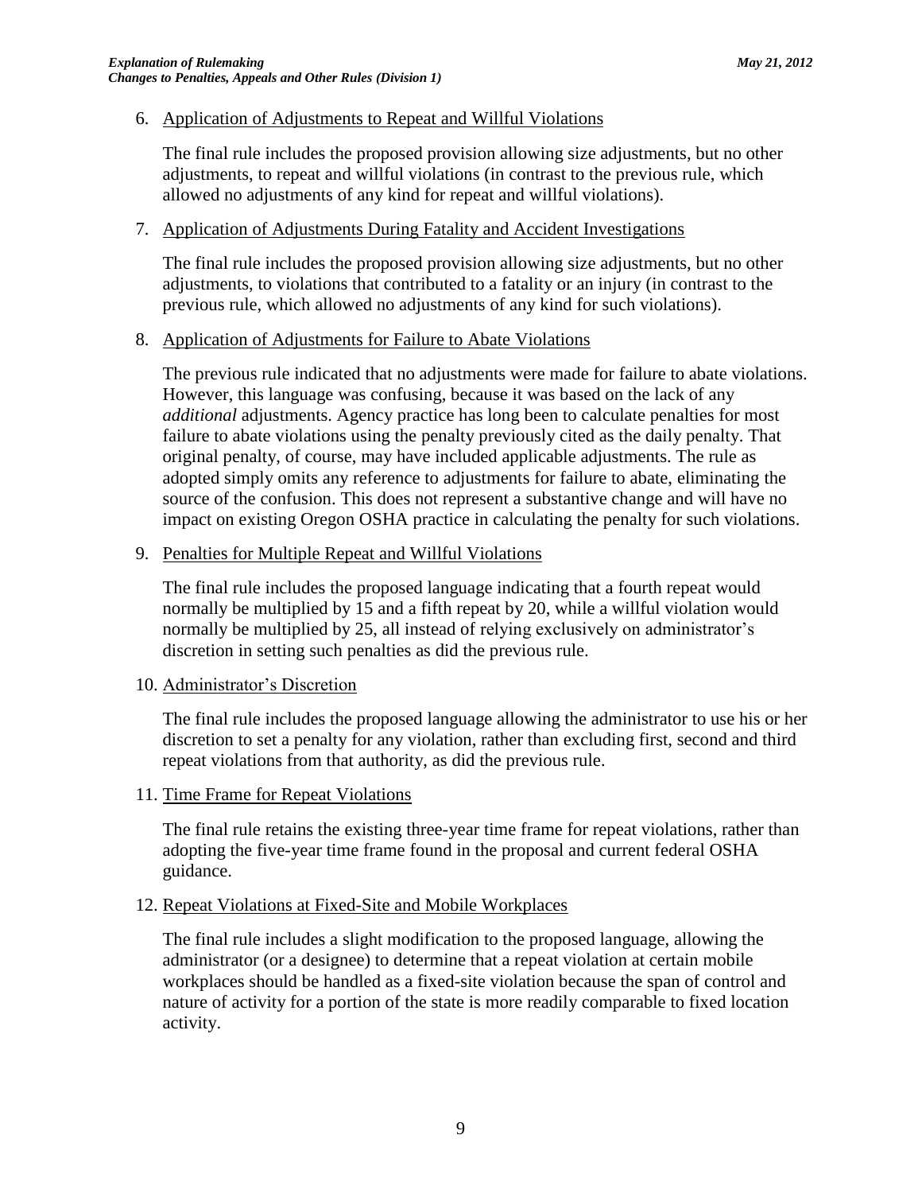6. Application of Adjustments to Repeat and Willful Violations

   The final rule includes the proposed provision allowing size adjustments, but no other adjustments, to repeat and willful violations (in contrast to the previous rule, which allowed no adjustments of any kind for repeat and willful violations).

7. Application of Adjustments During Fatality and Accident Investigations

   The final rule includes the proposed provision allowing size adjustments, but no other adjustments, to violations that contributed to a fatality or an injury (in contrast to the previous rule, which allowed no adjustments of any kind for such violations).

8. Application of Adjustments for Failure to Abate Violations

   The previous rule indicated that no adjustments were made for failure to abate violations. However, this language was confusing, because it was based on the lack of any *additional* adjustments. Agency practice has long been to calculate penalties for most failure to abate violations using the penalty previously cited as the daily penalty. That original penalty, of course, may have included applicable adjustments. The rule as adopted simply omits any reference to adjustments for failure to abate, eliminating the source of the confusion. This does not represent a substantive change and will have no impact on existing Oregon OSHA practice in calculating the penalty for such violations.

9. Penalties for Multiple Repeat and Willful Violations

   The final rule includes the proposed language indicating that a fourth repeat would normally be multiplied by 15 and a fifth repeat by 20, while a willful violation would normally be multiplied by 25, all instead of relying exclusively on administrator's discretion in setting such penalties as did the previous rule.

10. Administrator's Discretion

    The final rule includes the proposed language allowing the administrator to use his or her discretion to set a penalty for any violation, rather than excluding first, second and third repeat violations from that authority, as did the previous rule.

11. Time Frame for Repeat Violations

    The final rule retains the existing three-year time frame for repeat violations, rather than adopting the five-year time frame found in the proposal and current federal OSHA guidance.

12. Repeat Violations at Fixed-Site and Mobile Workplaces

    The final rule includes a slight modification to the proposed language, allowing the administrator (or a designee) to determine that a repeat violation at certain mobile workplaces should be handled as a fixed-site violation because the span of control and nature of activity for a portion of the state is more readily comparable to fixed location activity.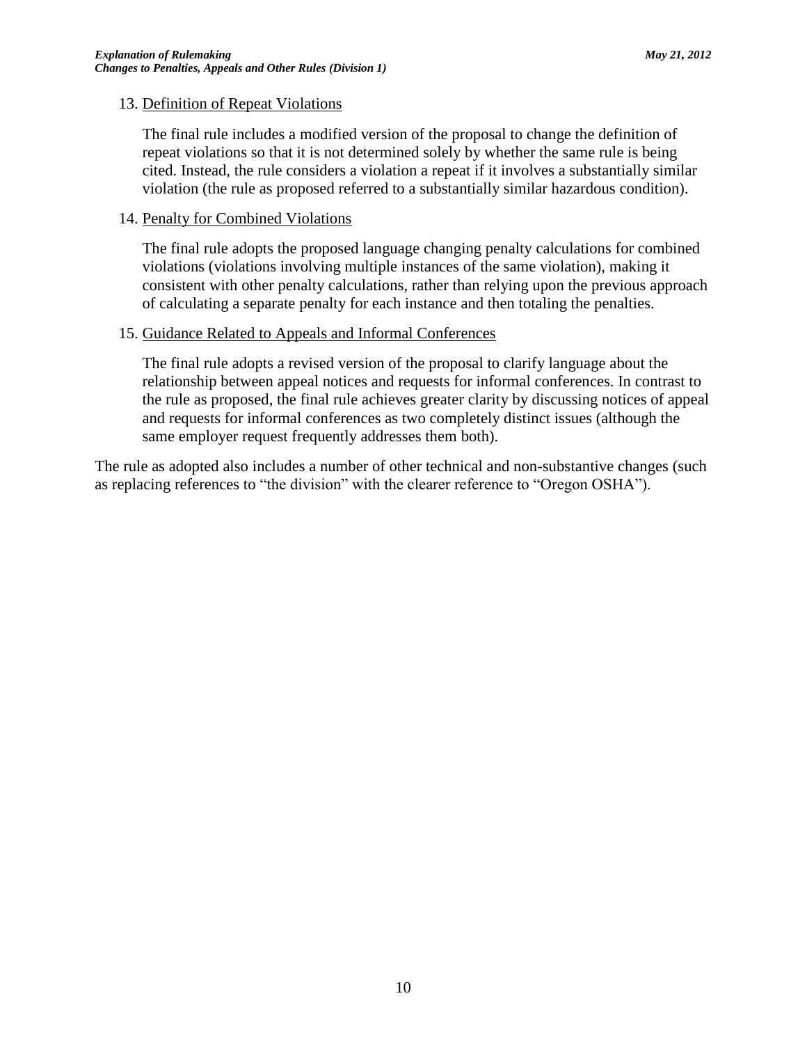13. Definition of Repeat Violations

    The final rule includes a modified version of the proposal to change the definition of repeat violations so that it is not determined solely by whether the same rule is being cited. Instead, the rule considers a violation a repeat if it involves a substantially similar violation (the rule as proposed referred to a substantially similar hazardous condition).

14. Penalty for Combined Violations

    The final rule adopts the proposed language changing penalty calculations for combined violations (violations involving multiple instances of the same violation), making it consistent with other penalty calculations, rather than relying upon the previous approach of calculating a separate penalty for each instance and then totaling the penalties.

15. Guidance Related to Appeals and Informal Conferences

    The final rule adopts a revised version of the proposal to clarify language about the relationship between appeal notices and requests for informal conferences. In contrast to the rule as proposed, the final rule achieves greater clarity by discussing notices of appeal and requests for informal conferences as two completely distinct issues (although the same employer request frequently addresses them both).

The rule as adopted also includes a number of other technical and non-substantive changes (such as replacing references to "the division" with the clearer reference to "Oregon OSHA").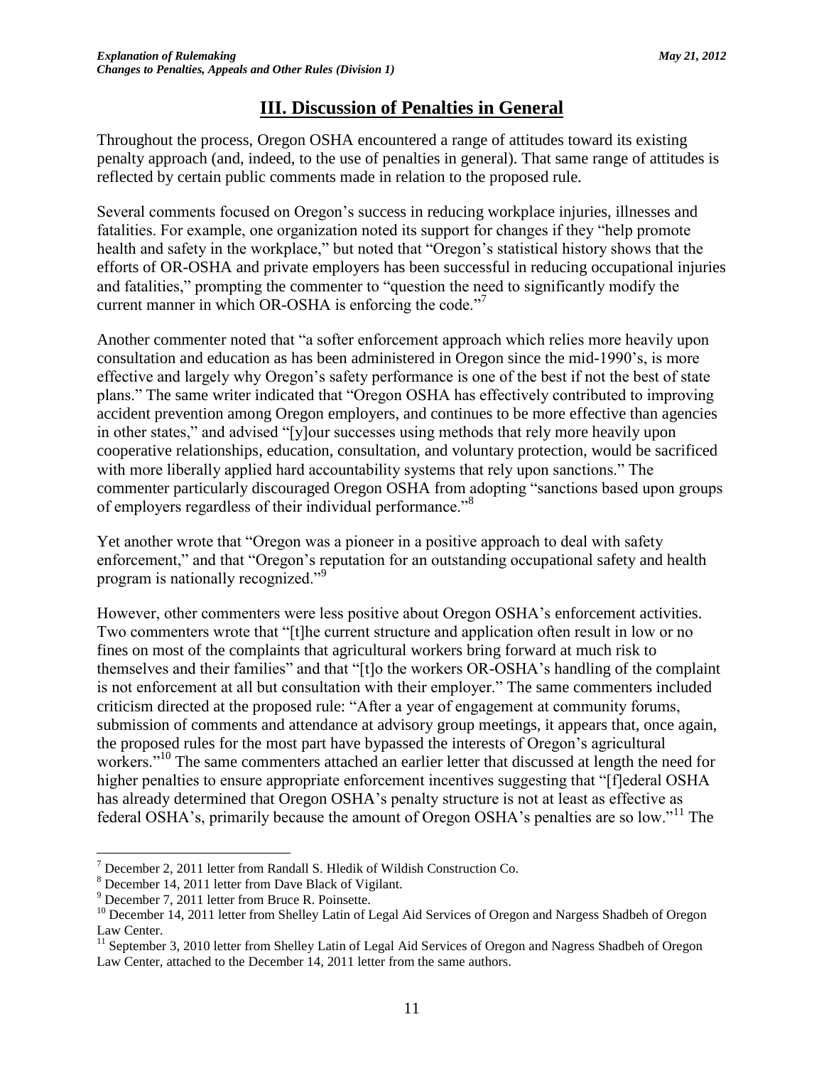## III. Discussion of Penalties in General

Throughout the process, Oregon OSHA encountered a range of attitudes toward its existing penalty approach (and, indeed, to the use of penalties in general). That same range of attitudes is reflected by certain public comments made in relation to the proposed rule.

Several comments focused on Oregon's success in reducing workplace injuries, illnesses and fatalities. For example, one organization noted its support for changes if they "help promote health and safety in the workplace," but noted that "Oregon's statistical history shows that the efforts of OR-OSHA and private employers has been successful in reducing occupational injuries and fatalities," prompting the commenter to "question the need to significantly modify the current manner in which OR-OSHA is enforcing the code."[7]

Another commenter noted that "a softer enforcement approach which relies more heavily upon consultation and education as has been administered in Oregon since the mid-1990's, is more effective and largely why Oregon's safety performance is one of the best if not the best of state plans." The same writer indicated that "Oregon OSHA has effectively contributed to improving accident prevention among Oregon employers, and continues to be more effective than agencies in other states," and advised "[y]our successes using methods that rely more heavily upon cooperative relationships, education, consultation, and voluntary protection, would be sacrificed with more liberally applied hard accountability systems that rely upon sanctions." The commenter particularly discouraged Oregon OSHA from adopting "sanctions based upon groups of employers regardless of their individual performance."[8]

Yet another wrote that "Oregon was a pioneer in a positive approach to deal with safety enforcement," and that "Oregon's reputation for an outstanding occupational safety and health program is nationally recognized."[9]

However, other commenters were less positive about Oregon OSHA's enforcement activities. Two commenters wrote that "[t]he current structure and application often result in low or no fines on most of the complaints that agricultural workers bring forward at much risk to themselves and their families" and that "[t]o the workers OR-OSHA's handling of the complaint is not enforcement at all but consultation with their employer." The same commenters included criticism directed at the proposed rule: "After a year of engagement at community forums, submission of comments and attendance at advisory group meetings, it appears that, once again, the proposed rules for the most part have bypassed the interests of Oregon's agricultural workers."[10] The same commenters attached an earlier letter that discussed at length the need for higher penalties to ensure appropriate enforcement incentives suggesting that "[f]ederal OSHA has already determined that Oregon OSHA's penalty structure is not at least as effective as federal OSHA's, primarily because the amount of Oregon OSHA's penalties are so low."[11] The

---

[7] December 2, 2011 letter from Randall S. Hledik of Wildish Construction Co.

[8] December 14, 2011 letter from Dave Black of Vigilant.

[9] December 7, 2011 letter from Bruce R. Poinsette.

[10] December 14, 2011 letter from Shelley Latin of Legal Aid Services of Oregon and Nargess Shadbeh of Oregon Law Center.

[11] September 3, 2010 letter from Shelley Latin of Legal Aid Services of Oregon and Nagress Shadbeh of Oregon Law Center, attached to the December 14, 2011 letter from the same authors.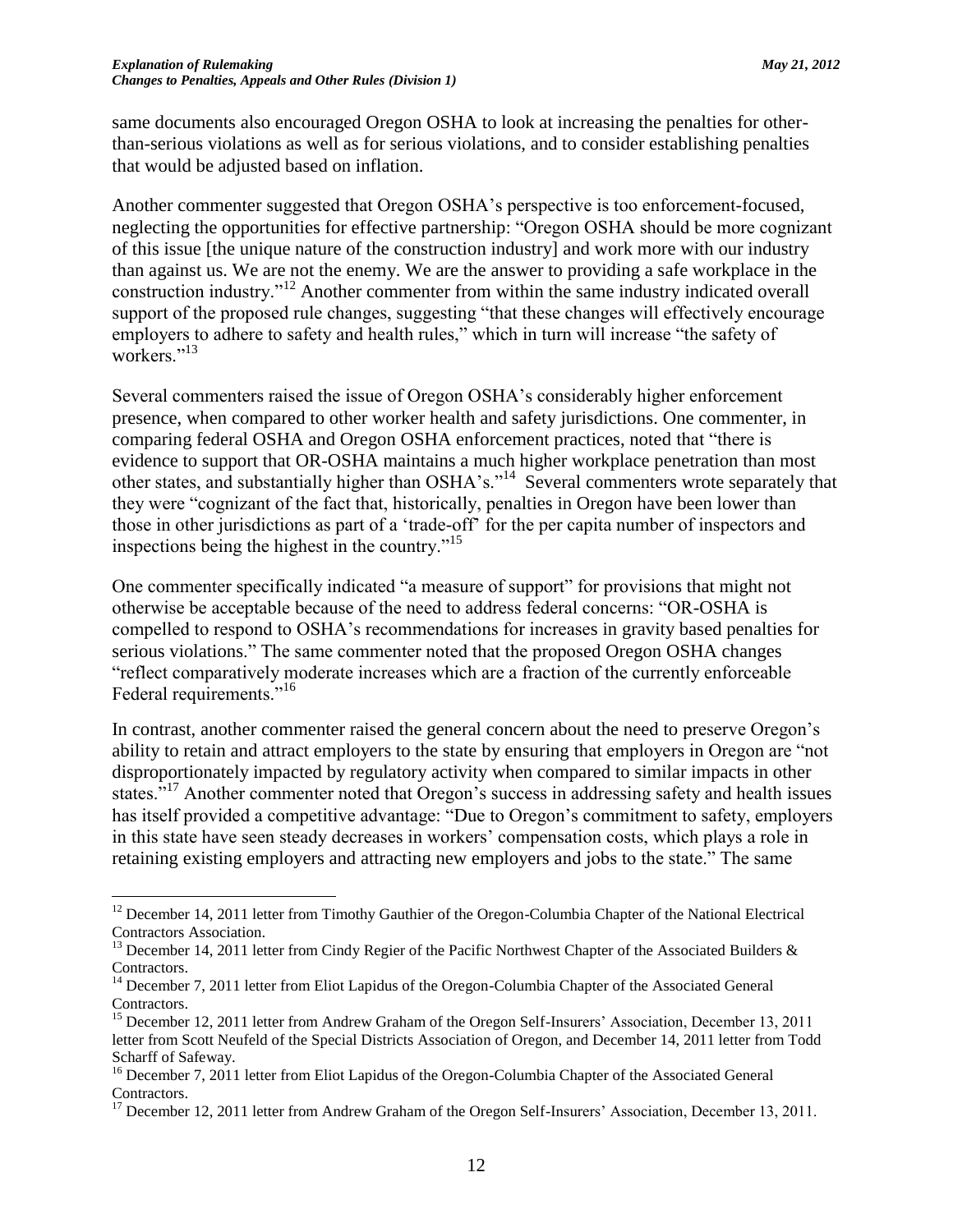same documents also encouraged Oregon OSHA to look at increasing the penalties for other-than-serious violations as well as for serious violations, and to consider establishing penalties that would be adjusted based on inflation.

Another commenter suggested that Oregon OSHA's perspective is too enforcement-focused, neglecting the opportunities for effective partnership: "Oregon OSHA should be more cognizant of this issue [the unique nature of the construction industry] and work more with our industry than against us. We are not the enemy. We are the answer to providing a safe workplace in the construction industry."[12] Another commenter from within the same industry indicated overall support of the proposed rule changes, suggesting "that these changes will effectively encourage employers to adhere to safety and health rules," which in turn will increase "the safety of workers."[13]

Several commenters raised the issue of Oregon OSHA's considerably higher enforcement presence, when compared to other worker health and safety jurisdictions. One commenter, in comparing federal OSHA and Oregon OSHA enforcement practices, noted that "there is evidence to support that OR-OSHA maintains a much higher workplace penetration than most other states, and substantially higher than OSHA's."[14] Several commenters wrote separately that they were "cognizant of the fact that, historically, penalties in Oregon have been lower than those in other jurisdictions as part of a 'trade-off' for the per capita number of inspectors and inspections being the highest in the country."[15]

One commenter specifically indicated "a measure of support" for provisions that might not otherwise be acceptable because of the need to address federal concerns: "OR-OSHA is compelled to respond to OSHA's recommendations for increases in gravity based penalties for serious violations." The same commenter noted that the proposed Oregon OSHA changes "reflect comparatively moderate increases which are a fraction of the currently enforceable Federal requirements."[16]

In contrast, another commenter raised the general concern about the need to preserve Oregon's ability to retain and attract employers to the state by ensuring that employers in Oregon are "not disproportionately impacted by regulatory activity when compared to similar impacts in other states."[17] Another commenter noted that Oregon's success in addressing safety and health issues has itself provided a competitive advantage: "Due to Oregon's commitment to safety, employers in this state have seen steady decreases in workers' compensation costs, which plays a role in retaining existing employers and attracting new employers and jobs to the state." The same

---

[12] December 14, 2011 letter from Timothy Gauthier of the Oregon-Columbia Chapter of the National Electrical Contractors Association.

[13] December 14, 2011 letter from Cindy Regier of the Pacific Northwest Chapter of the Associated Builders & Contractors.

[14] December 7, 2011 letter from Eliot Lapidus of the Oregon-Columbia Chapter of the Associated General Contractors.

[15] December 12, 2011 letter from Andrew Graham of the Oregon Self-Insurers' Association, December 13, 2011 letter from Scott Neufeld of the Special Districts Association of Oregon, and December 14, 2011 letter from Todd Scharff of Safeway.

[16] December 7, 2011 letter from Eliot Lapidus of the Oregon-Columbia Chapter of the Associated General Contractors.

[17] December 12, 2011 letter from Andrew Graham of the Oregon Self-Insurers' Association, December 13, 2011.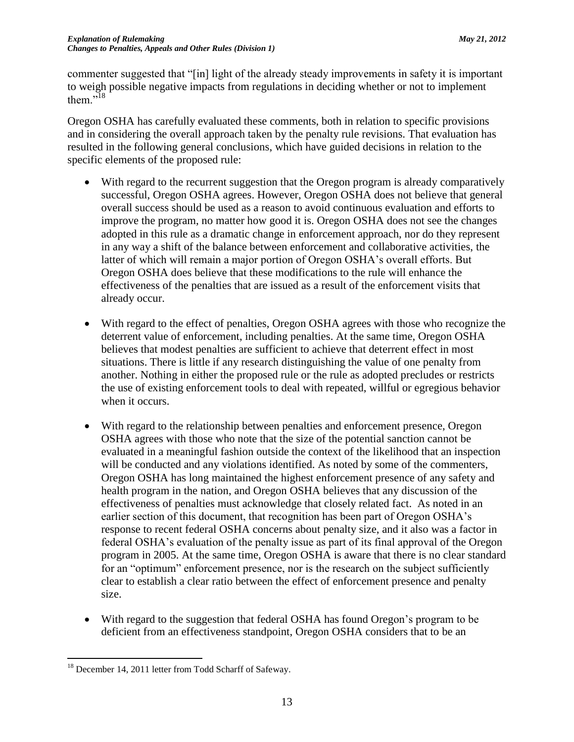commenter suggested that "[in] light of the already steady improvements in safety it is important to weigh possible negative impacts from regulations in deciding whether or not to implement them."[18]

Oregon OSHA has carefully evaluated these comments, both in relation to specific provisions and in considering the overall approach taken by the penalty rule revisions. That evaluation has resulted in the following general conclusions, which have guided decisions in relation to the specific elements of the proposed rule:

- With regard to the recurrent suggestion that the Oregon program is already comparatively successful, Oregon OSHA agrees. However, Oregon OSHA does not believe that general overall success should be used as a reason to avoid continuous evaluation and efforts to improve the program, no matter how good it is. Oregon OSHA does not see the changes adopted in this rule as a dramatic change in enforcement approach, nor do they represent in any way a shift of the balance between enforcement and collaborative activities, the latter of which will remain a major portion of Oregon OSHA's overall efforts. But Oregon OSHA does believe that these modifications to the rule will enhance the effectiveness of the penalties that are issued as a result of the enforcement visits that already occur.

- With regard to the effect of penalties, Oregon OSHA agrees with those who recognize the deterrent value of enforcement, including penalties. At the same time, Oregon OSHA believes that modest penalties are sufficient to achieve that deterrent effect in most situations. There is little if any research distinguishing the value of one penalty from another. Nothing in either the proposed rule or the rule as adopted precludes or restricts the use of existing enforcement tools to deal with repeated, willful or egregious behavior when it occurs.

- With regard to the relationship between penalties and enforcement presence, Oregon OSHA agrees with those who note that the size of the potential sanction cannot be evaluated in a meaningful fashion outside the context of the likelihood that an inspection will be conducted and any violations identified. As noted by some of the commenters, Oregon OSHA has long maintained the highest enforcement presence of any safety and health program in the nation, and Oregon OSHA believes that any discussion of the effectiveness of penalties must acknowledge that closely related fact. As noted in an earlier section of this document, that recognition has been part of Oregon OSHA's response to recent federal OSHA concerns about penalty size, and it also was a factor in federal OSHA's evaluation of the penalty issue as part of its final approval of the Oregon program in 2005. At the same time, Oregon OSHA is aware that there is no clear standard for an "optimum" enforcement presence, nor is the research on the subject sufficiently clear to establish a clear ratio between the effect of enforcement presence and penalty size.

- With regard to the suggestion that federal OSHA has found Oregon's program to be deficient from an effectiveness standpoint, Oregon OSHA considers that to be an

[18] December 14, 2011 letter from Todd Scharff of Safeway.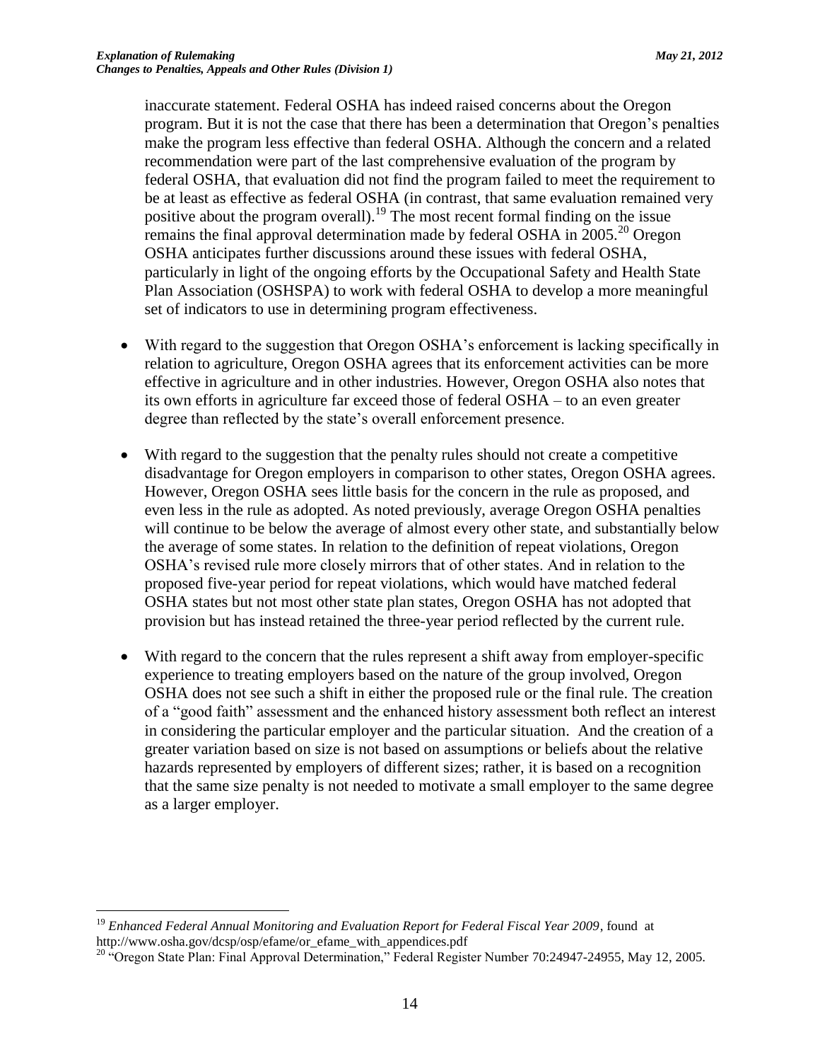inaccurate statement. Federal OSHA has indeed raised concerns about the Oregon program. But it is not the case that there has been a determination that Oregon's penalties make the program less effective than federal OSHA. Although the concern and a related recommendation were part of the last comprehensive evaluation of the program by federal OSHA, that evaluation did not find the program failed to meet the requirement to be at least as effective as federal OSHA (in contrast, that same evaluation remained very positive about the program overall).[19] The most recent formal finding on the issue remains the final approval determination made by federal OSHA in 2005.[20] Oregon OSHA anticipates further discussions around these issues with federal OSHA, particularly in light of the ongoing efforts by the Occupational Safety and Health State Plan Association (OSHSPA) to work with federal OSHA to develop a more meaningful set of indicators to use in determining program effectiveness.

- With regard to the suggestion that Oregon OSHA's enforcement is lacking specifically in relation to agriculture, Oregon OSHA agrees that its enforcement activities can be more effective in agriculture and in other industries. However, Oregon OSHA also notes that its own efforts in agriculture far exceed those of federal OSHA – to an even greater degree than reflected by the state's overall enforcement presence.

- With regard to the suggestion that the penalty rules should not create a competitive disadvantage for Oregon employers in comparison to other states, Oregon OSHA agrees. However, Oregon OSHA sees little basis for the concern in the rule as proposed, and even less in the rule as adopted. As noted previously, average Oregon OSHA penalties will continue to be below the average of almost every other state, and substantially below the average of some states. In relation to the definition of repeat violations, Oregon OSHA's revised rule more closely mirrors that of other states. And in relation to the proposed five-year period for repeat violations, which would have matched federal OSHA states but not most other state plan states, Oregon OSHA has not adopted that provision but has instead retained the three-year period reflected by the current rule.

- With regard to the concern that the rules represent a shift away from employer-specific experience to treating employers based on the nature of the group involved, Oregon OSHA does not see such a shift in either the proposed rule or the final rule. The creation of a "good faith" assessment and the enhanced history assessment both reflect an interest in considering the particular employer and the particular situation. And the creation of a greater variation based on size is not based on assumptions or beliefs about the relative hazards represented by employers of different sizes; rather, it is based on a recognition that the same size penalty is not needed to motivate a small employer to the same degree as a larger employer.

---

[19] *Enhanced Federal Annual Monitoring and Evaluation Report for Federal Fiscal Year 2009*, found at http://www.osha.gov/dcsp/osp/efame/or_efame_with_appendices.pdf

[20] "Oregon State Plan: Final Approval Determination," Federal Register Number 70:24947-24955, May 12, 2005.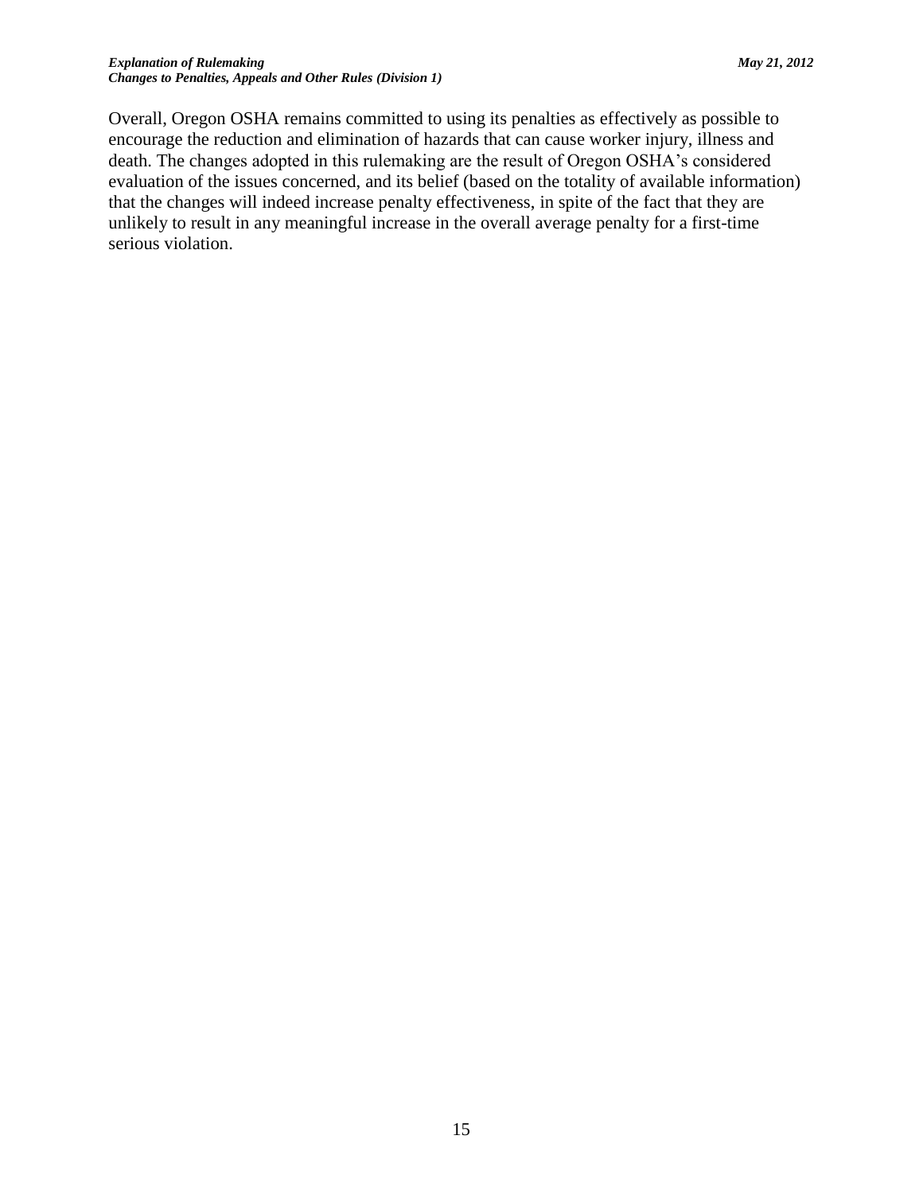Overall, Oregon OSHA remains committed to using its penalties as effectively as possible to encourage the reduction and elimination of hazards that can cause worker injury, illness and death. The changes adopted in this rulemaking are the result of Oregon OSHA's considered evaluation of the issues concerned, and its belief (based on the totality of available information) that the changes will indeed increase penalty effectiveness, in spite of the fact that they are unlikely to result in any meaningful increase in the overall average penalty for a first-time serious violation.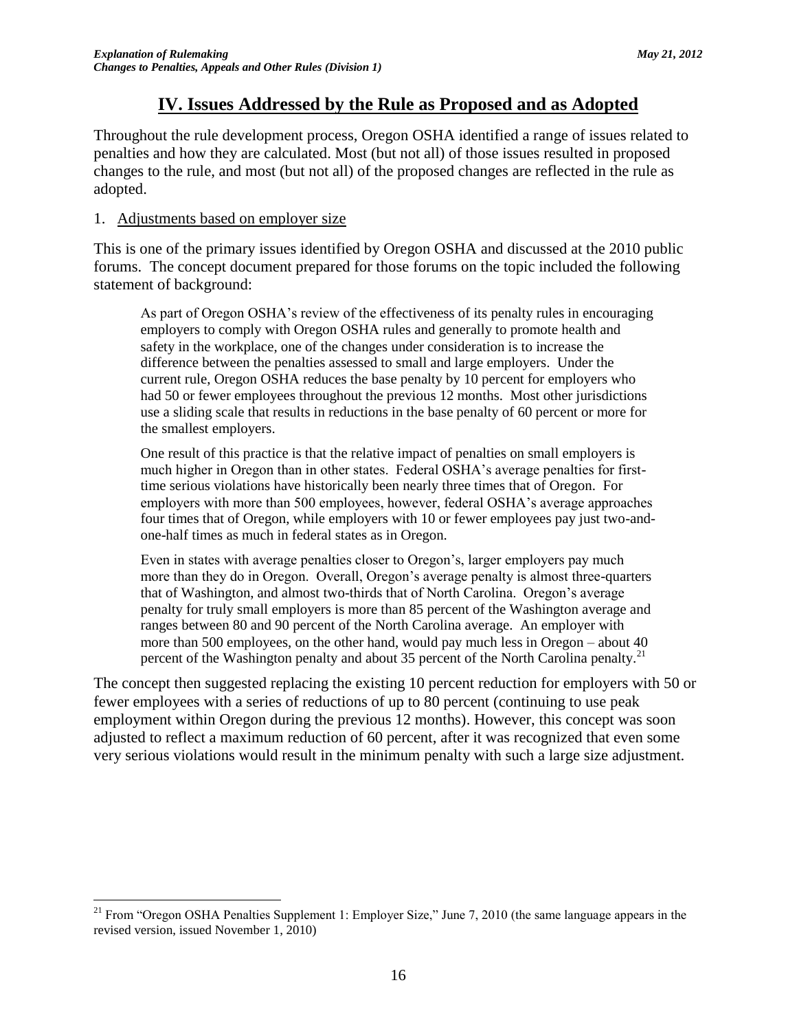## IV. Issues Addressed by the Rule as Proposed and as Adopted

Throughout the rule development process, Oregon OSHA identified a range of issues related to penalties and how they are calculated. Most (but not all) of those issues resulted in proposed changes to the rule, and most (but not all) of the proposed changes are reflected in the rule as adopted.

1. Adjustments based on employer size

This is one of the primary issues identified by Oregon OSHA and discussed at the 2010 public forums. The concept document prepared for those forums on the topic included the following statement of background:

> As part of Oregon OSHA's review of the effectiveness of its penalty rules in encouraging employers to comply with Oregon OSHA rules and generally to promote health and safety in the workplace, one of the changes under consideration is to increase the difference between the penalties assessed to small and large employers. Under the current rule, Oregon OSHA reduces the base penalty by 10 percent for employers who had 50 or fewer employees throughout the previous 12 months. Most other jurisdictions use a sliding scale that results in reductions in the base penalty of 60 percent or more for the smallest employers.
>
> One result of this practice is that the relative impact of penalties on small employers is much higher in Oregon than in other states. Federal OSHA's average penalties for first-time serious violations have historically been nearly three times that of Oregon. For employers with more than 500 employees, however, federal OSHA's average approaches four times that of Oregon, while employers with 10 or fewer employees pay just two-and-one-half times as much in federal states as in Oregon.
>
> Even in states with average penalties closer to Oregon's, larger employers pay much more than they do in Oregon. Overall, Oregon's average penalty is almost three-quarters that of Washington, and almost two-thirds that of North Carolina. Oregon's average penalty for truly small employers is more than 85 percent of the Washington average and ranges between 80 and 90 percent of the North Carolina average. An employer with more than 500 employees, on the other hand, would pay much less in Oregon – about 40 percent of the Washington penalty and about 35 percent of the North Carolina penalty.[21]

The concept then suggested replacing the existing 10 percent reduction for employers with 50 or fewer employees with a series of reductions of up to 80 percent (continuing to use peak employment within Oregon during the previous 12 months). However, this concept was soon adjusted to reflect a maximum reduction of 60 percent, after it was recognized that even some very serious violations would result in the minimum penalty with such a large size adjustment.

---

[21] From "Oregon OSHA Penalties Supplement 1: Employer Size," June 7, 2010 (the same language appears in the revised version, issued November 1, 2010)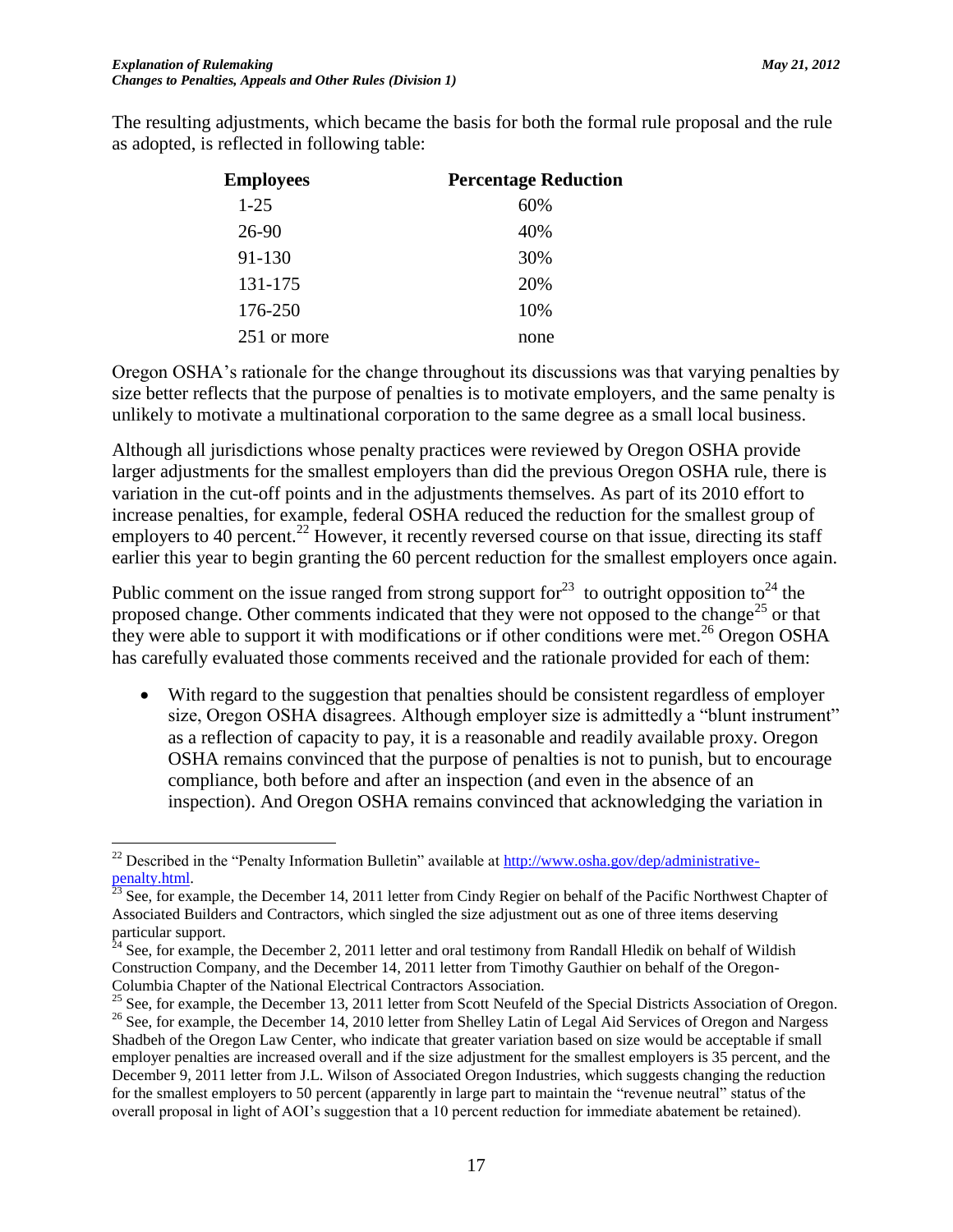The resulting adjustments, which became the basis for both the formal rule proposal and the rule as adopted, is reflected in following table:

| Employees | Percentage Reduction |
|---|---|
| 1-25 | 60% |
| 26-90 | 40% |
| 91-130 | 30% |
| 131-175 | 20% |
| 176-250 | 10% |
| 251 or more | none |

Oregon OSHA's rationale for the change throughout its discussions was that varying penalties by size better reflects that the purpose of penalties is to motivate employers, and the same penalty is unlikely to motivate a multinational corporation to the same degree as a small local business.

Although all jurisdictions whose penalty practices were reviewed by Oregon OSHA provide larger adjustments for the smallest employers than did the previous Oregon OSHA rule, there is variation in the cut-off points and in the adjustments themselves. As part of its 2010 effort to increase penalties, for example, federal OSHA reduced the reduction for the smallest group of employers to 40 percent.[22] However, it recently reversed course on that issue, directing its staff earlier this year to begin granting the 60 percent reduction for the smallest employers once again.

Public comment on the issue ranged from strong support for[23] to outright opposition to[24] the proposed change. Other comments indicated that they were not opposed to the change[25] or that they were able to support it with modifications or if other conditions were met.[26] Oregon OSHA has carefully evaluated those comments received and the rationale provided for each of them:

- With regard to the suggestion that penalties should be consistent regardless of employer size, Oregon OSHA disagrees. Although employer size is admittedly a "blunt instrument" as a reflection of capacity to pay, it is a reasonable and readily available proxy. Oregon OSHA remains convinced that the purpose of penalties is not to punish, but to encourage compliance, both before and after an inspection (and even in the absence of an inspection). And Oregon OSHA remains convinced that acknowledging the variation in

---

[22] Described in the "Penalty Information Bulletin" available at http://www.osha.gov/dep/administrative-penalty.html.

[23] See, for example, the December 14, 2011 letter from Cindy Regier on behalf of the Pacific Northwest Chapter of Associated Builders and Contractors, which singled the size adjustment out as one of three items deserving particular support.

[24] See, for example, the December 2, 2011 letter and oral testimony from Randall Hledik on behalf of Wildish Construction Company, and the December 14, 2011 letter from Timothy Gauthier on behalf of the Oregon-Columbia Chapter of the National Electrical Contractors Association.

[25] See, for example, the December 13, 2011 letter from Scott Neufeld of the Special Districts Association of Oregon.

[26] See, for example, the December 14, 2010 letter from Shelley Latin of Legal Aid Services of Oregon and Nargess Shadbeh of the Oregon Law Center, who indicate that greater variation based on size would be acceptable if small employer penalties are increased overall and if the size adjustment for the smallest employers is 35 percent, and the December 9, 2011 letter from J.L. Wilson of Associated Oregon Industries, which suggests changing the reduction for the smallest employers to 50 percent (apparently in large part to maintain the "revenue neutral" status of the overall proposal in light of AOI's suggestion that a 10 percent reduction for immediate abatement be retained).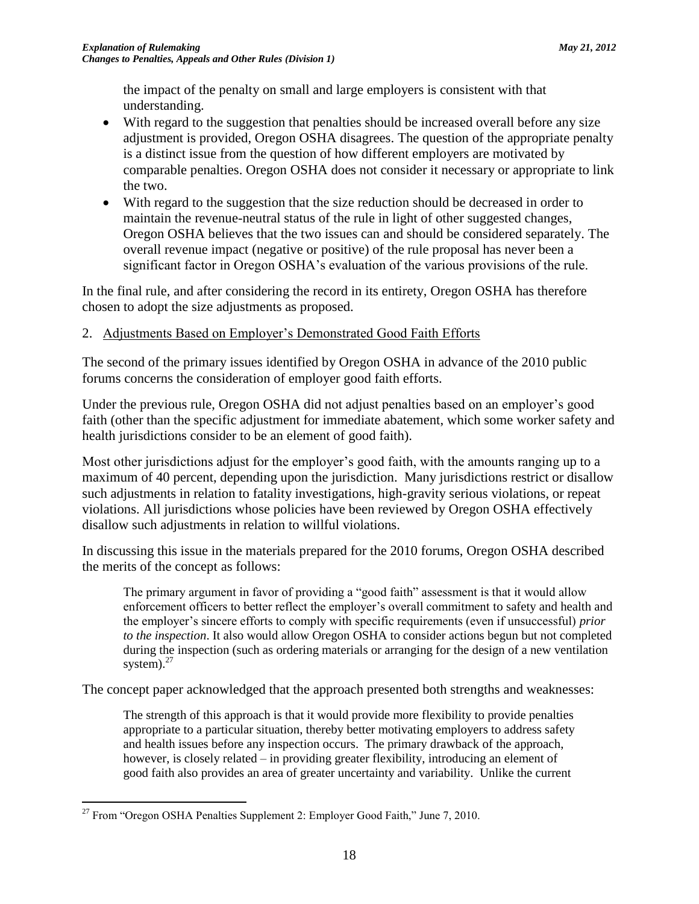the impact of the penalty on small and large employers is consistent with that understanding.

- With regard to the suggestion that penalties should be increased overall before any size adjustment is provided, Oregon OSHA disagrees. The question of the appropriate penalty is a distinct issue from the question of how different employers are motivated by comparable penalties. Oregon OSHA does not consider it necessary or appropriate to link the two.
- With regard to the suggestion that the size reduction should be decreased in order to maintain the revenue-neutral status of the rule in light of other suggested changes, Oregon OSHA believes that the two issues can and should be considered separately. The overall revenue impact (negative or positive) of the rule proposal has never been a significant factor in Oregon OSHA's evaluation of the various provisions of the rule.

In the final rule, and after considering the record in its entirety, Oregon OSHA has therefore chosen to adopt the size adjustments as proposed.

2. Adjustments Based on Employer's Demonstrated Good Faith Efforts

The second of the primary issues identified by Oregon OSHA in advance of the 2010 public forums concerns the consideration of employer good faith efforts.

Under the previous rule, Oregon OSHA did not adjust penalties based on an employer's good faith (other than the specific adjustment for immediate abatement, which some worker safety and health jurisdictions consider to be an element of good faith).

Most other jurisdictions adjust for the employer's good faith, with the amounts ranging up to a maximum of 40 percent, depending upon the jurisdiction. Many jurisdictions restrict or disallow such adjustments in relation to fatality investigations, high-gravity serious violations, or repeat violations. All jurisdictions whose policies have been reviewed by Oregon OSHA effectively disallow such adjustments in relation to willful violations.

In discussing this issue in the materials prepared for the 2010 forums, Oregon OSHA described the merits of the concept as follows:

> The primary argument in favor of providing a "good faith" assessment is that it would allow enforcement officers to better reflect the employer's overall commitment to safety and health and the employer's sincere efforts to comply with specific requirements (even if unsuccessful) *prior to the inspection*. It also would allow Oregon OSHA to consider actions begun but not completed during the inspection (such as ordering materials or arranging for the design of a new ventilation system).[27]

The concept paper acknowledged that the approach presented both strengths and weaknesses:

> The strength of this approach is that it would provide more flexibility to provide penalties appropriate to a particular situation, thereby better motivating employers to address safety and health issues before any inspection occurs. The primary drawback of the approach, however, is closely related – in providing greater flexibility, introducing an element of good faith also provides an area of greater uncertainty and variability. Unlike the current

[27] From "Oregon OSHA Penalties Supplement 2: Employer Good Faith," June 7, 2010.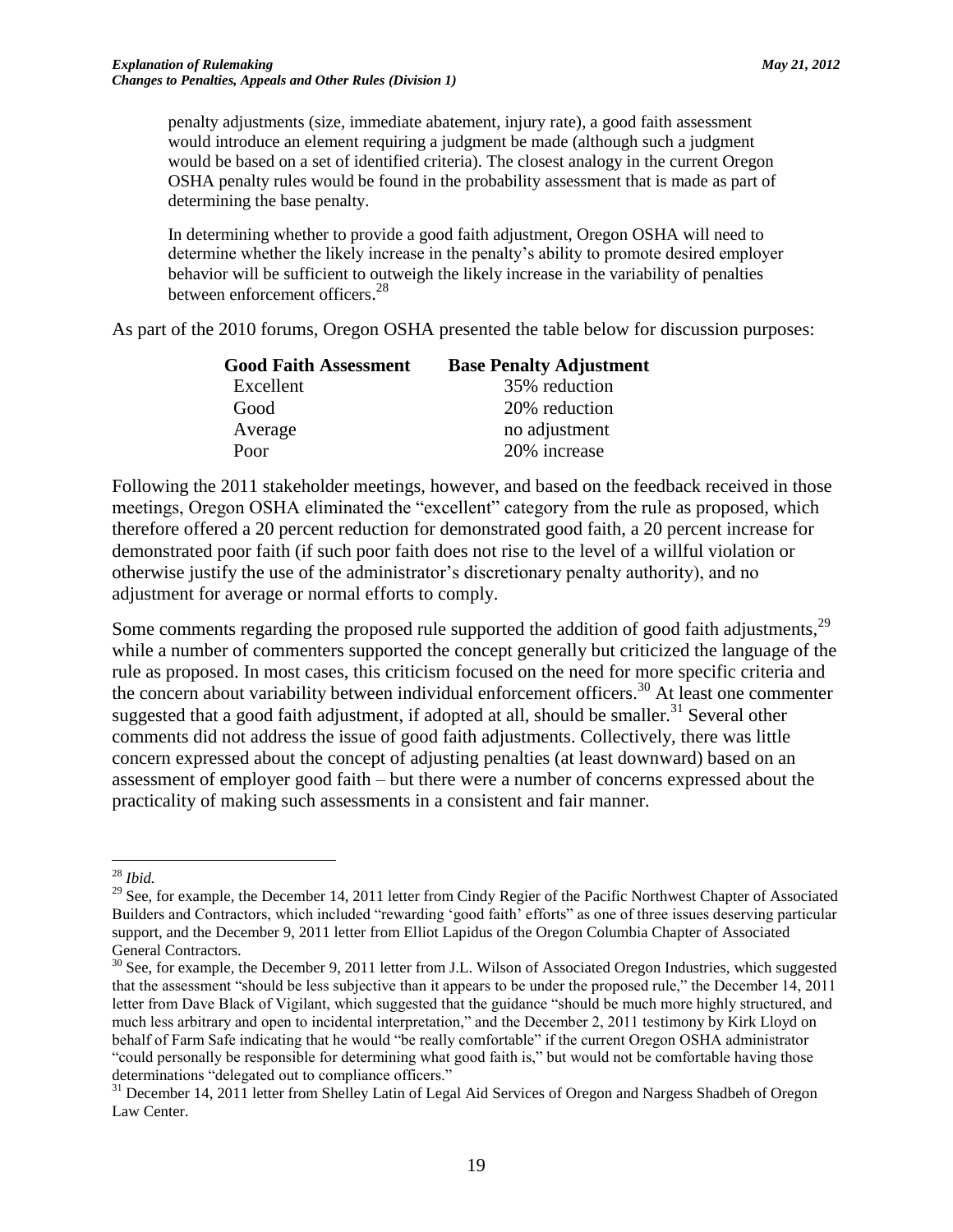> penalty adjustments (size, immediate abatement, injury rate), a good faith assessment would introduce an element requiring a judgment be made (although such a judgment would be based on a set of identified criteria). The closest analogy in the current Oregon OSHA penalty rules would be found in the probability assessment that is made as part of determining the base penalty.
>
> In determining whether to provide a good faith adjustment, Oregon OSHA will need to determine whether the likely increase in the penalty's ability to promote desired employer behavior will be sufficient to outweigh the likely increase in the variability of penalties between enforcement officers.[28]

As part of the 2010 forums, Oregon OSHA presented the table below for discussion purposes:

| Good Faith Assessment | Base Penalty Adjustment |
|---|---|
| Excellent | 35% reduction |
| Good | 20% reduction |
| Average | no adjustment |
| Poor | 20% increase |

Following the 2011 stakeholder meetings, however, and based on the feedback received in those meetings, Oregon OSHA eliminated the "excellent" category from the rule as proposed, which therefore offered a 20 percent reduction for demonstrated good faith, a 20 percent increase for demonstrated poor faith (if such poor faith does not rise to the level of a willful violation or otherwise justify the use of the administrator's discretionary penalty authority), and no adjustment for average or normal efforts to comply.

Some comments regarding the proposed rule supported the addition of good faith adjustments,[29] while a number of commenters supported the concept generally but criticized the language of the rule as proposed. In most cases, this criticism focused on the need for more specific criteria and the concern about variability between individual enforcement officers.[30] At least one commenter suggested that a good faith adjustment, if adopted at all, should be smaller.[31] Several other comments did not address the issue of good faith adjustments. Collectively, there was little concern expressed about the concept of adjusting penalties (at least downward) based on an assessment of employer good faith – but there were a number of concerns expressed about the practicality of making such assessments in a consistent and fair manner.

---

[28] *Ibid.*

[29] See, for example, the December 14, 2011 letter from Cindy Regier of the Pacific Northwest Chapter of Associated Builders and Contractors, which included "rewarding 'good faith' efforts" as one of three issues deserving particular support, and the December 9, 2011 letter from Elliot Lapidus of the Oregon Columbia Chapter of Associated General Contractors.

[30] See, for example, the December 9, 2011 letter from J.L. Wilson of Associated Oregon Industries, which suggested that the assessment "should be less subjective than it appears to be under the proposed rule," the December 14, 2011 letter from Dave Black of Vigilant, which suggested that the guidance "should be much more highly structured, and much less arbitrary and open to incidental interpretation," and the December 2, 2011 testimony by Kirk Lloyd on behalf of Farm Safe indicating that he would "be really comfortable" if the current Oregon OSHA administrator "could personally be responsible for determining what good faith is," but would not be comfortable having those determinations "delegated out to compliance officers."

[31] December 14, 2011 letter from Shelley Latin of Legal Aid Services of Oregon and Nargess Shadbeh of Oregon Law Center.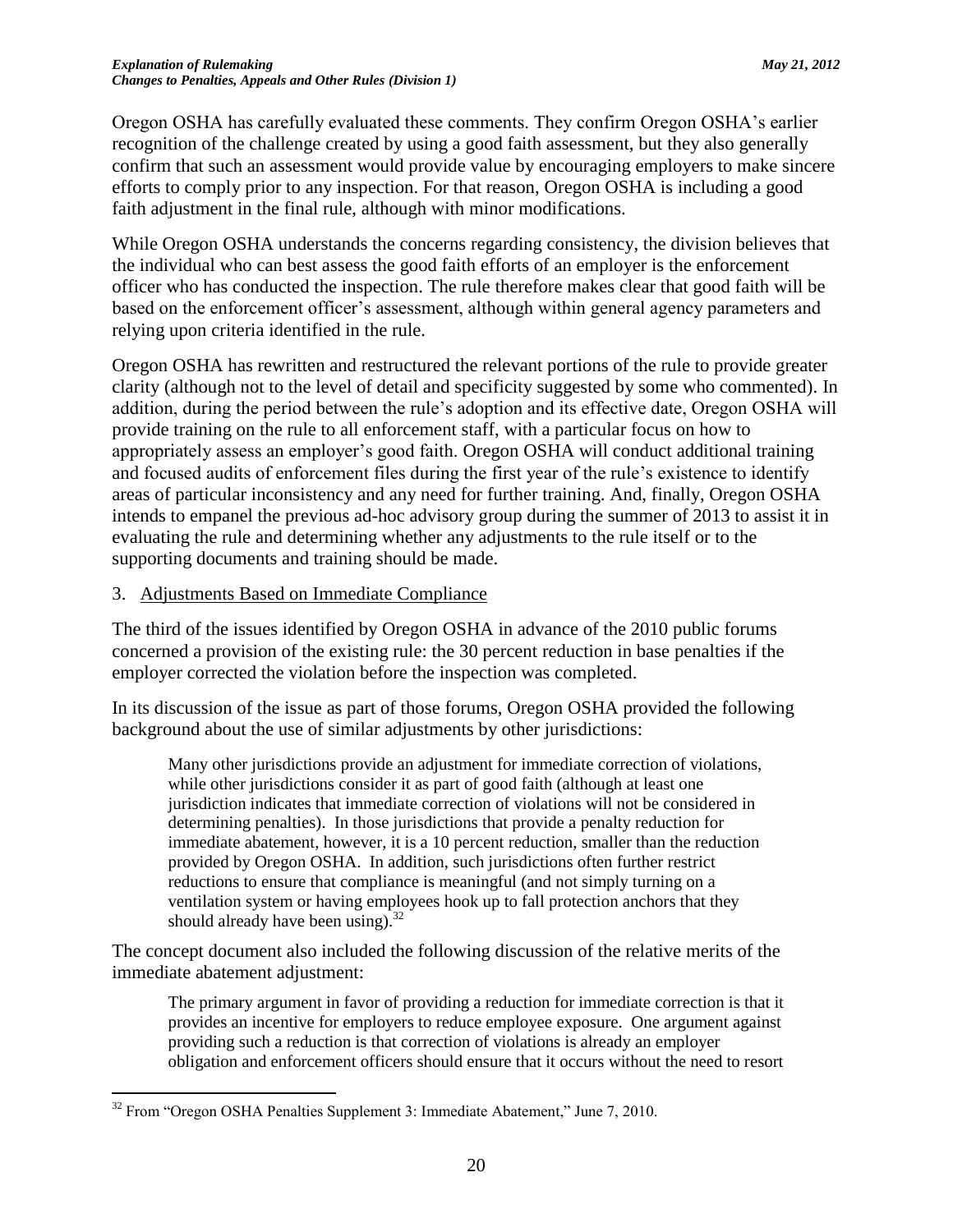Oregon OSHA has carefully evaluated these comments. They confirm Oregon OSHA's earlier recognition of the challenge created by using a good faith assessment, but they also generally confirm that such an assessment would provide value by encouraging employers to make sincere efforts to comply prior to any inspection. For that reason, Oregon OSHA is including a good faith adjustment in the final rule, although with minor modifications.

While Oregon OSHA understands the concerns regarding consistency, the division believes that the individual who can best assess the good faith efforts of an employer is the enforcement officer who has conducted the inspection. The rule therefore makes clear that good faith will be based on the enforcement officer's assessment, although within general agency parameters and relying upon criteria identified in the rule.

Oregon OSHA has rewritten and restructured the relevant portions of the rule to provide greater clarity (although not to the level of detail and specificity suggested by some who commented). In addition, during the period between the rule's adoption and its effective date, Oregon OSHA will provide training on the rule to all enforcement staff, with a particular focus on how to appropriately assess an employer's good faith. Oregon OSHA will conduct additional training and focused audits of enforcement files during the first year of the rule's existence to identify areas of particular inconsistency and any need for further training. And, finally, Oregon OSHA intends to empanel the previous ad-hoc advisory group during the summer of 2013 to assist it in evaluating the rule and determining whether any adjustments to the rule itself or to the supporting documents and training should be made.

3. <u>Adjustments Based on Immediate Compliance</u>

The third of the issues identified by Oregon OSHA in advance of the 2010 public forums concerned a provision of the existing rule: the 30 percent reduction in base penalties if the employer corrected the violation before the inspection was completed.

In its discussion of the issue as part of those forums, Oregon OSHA provided the following background about the use of similar adjustments by other jurisdictions:

> Many other jurisdictions provide an adjustment for immediate correction of violations, while other jurisdictions consider it as part of good faith (although at least one jurisdiction indicates that immediate correction of violations will not be considered in determining penalties). In those jurisdictions that provide a penalty reduction for immediate abatement, however, it is a 10 percent reduction, smaller than the reduction provided by Oregon OSHA. In addition, such jurisdictions often further restrict reductions to ensure that compliance is meaningful (and not simply turning on a ventilation system or having employees hook up to fall protection anchors that they should already have been using).[32]

The concept document also included the following discussion of the relative merits of the immediate abatement adjustment:

> The primary argument in favor of providing a reduction for immediate correction is that it provides an incentive for employers to reduce employee exposure. One argument against providing such a reduction is that correction of violations is already an employer obligation and enforcement officers should ensure that it occurs without the need to resort

[32] From "Oregon OSHA Penalties Supplement 3: Immediate Abatement," June 7, 2010.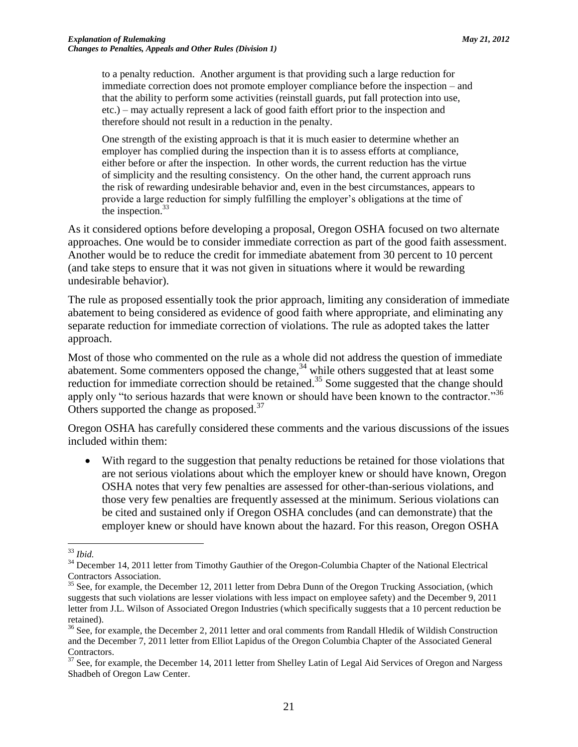> to a penalty reduction. Another argument is that providing such a large reduction for immediate correction does not promote employer compliance before the inspection – and that the ability to perform some activities (reinstall guards, put fall protection into use, etc.) – may actually represent a lack of good faith effort prior to the inspection and therefore should not result in a reduction in the penalty.
>
> One strength of the existing approach is that it is much easier to determine whether an employer has complied during the inspection than it is to assess efforts at compliance, either before or after the inspection. In other words, the current reduction has the virtue of simplicity and the resulting consistency. On the other hand, the current approach runs the risk of rewarding undesirable behavior and, even in the best circumstances, appears to provide a large reduction for simply fulfilling the employer's obligations at the time of the inspection.[33]

As it considered options before developing a proposal, Oregon OSHA focused on two alternate approaches. One would be to consider immediate correction as part of the good faith assessment. Another would be to reduce the credit for immediate abatement from 30 percent to 10 percent (and take steps to ensure that it was not given in situations where it would be rewarding undesirable behavior).

The rule as proposed essentially took the prior approach, limiting any consideration of immediate abatement to being considered as evidence of good faith where appropriate, and eliminating any separate reduction for immediate correction of violations. The rule as adopted takes the latter approach.

Most of those who commented on the rule as a whole did not address the question of immediate abatement. Some commenters opposed the change,[34] while others suggested that at least some reduction for immediate correction should be retained.[35] Some suggested that the change should apply only "to serious hazards that were known or should have been known to the contractor."[36] Others supported the change as proposed.[37]

Oregon OSHA has carefully considered these comments and the various discussions of the issues included within them:

- With regard to the suggestion that penalty reductions be retained for those violations that are not serious violations about which the employer knew or should have known, Oregon OSHA notes that very few penalties are assessed for other-than-serious violations, and those very few penalties are frequently assessed at the minimum. Serious violations can be cited and sustained only if Oregon OSHA concludes (and can demonstrate) that the employer knew or should have known about the hazard. For this reason, Oregon OSHA

---

[33] *Ibid.*

[34] December 14, 2011 letter from Timothy Gauthier of the Oregon-Columbia Chapter of the National Electrical Contractors Association.

[35] See, for example, the December 12, 2011 letter from Debra Dunn of the Oregon Trucking Association, (which suggests that such violations are lesser violations with less impact on employee safety) and the December 9, 2011 letter from J.L. Wilson of Associated Oregon Industries (which specifically suggests that a 10 percent reduction be retained).

[36] See, for example, the December 2, 2011 letter and oral comments from Randall Hledik of Wildish Construction and the December 7, 2011 letter from Elliot Lapidus of the Oregon Columbia Chapter of the Associated General Contractors.

[37] See, for example, the December 14, 2011 letter from Shelley Latin of Legal Aid Services of Oregon and Nargess Shadbeh of Oregon Law Center.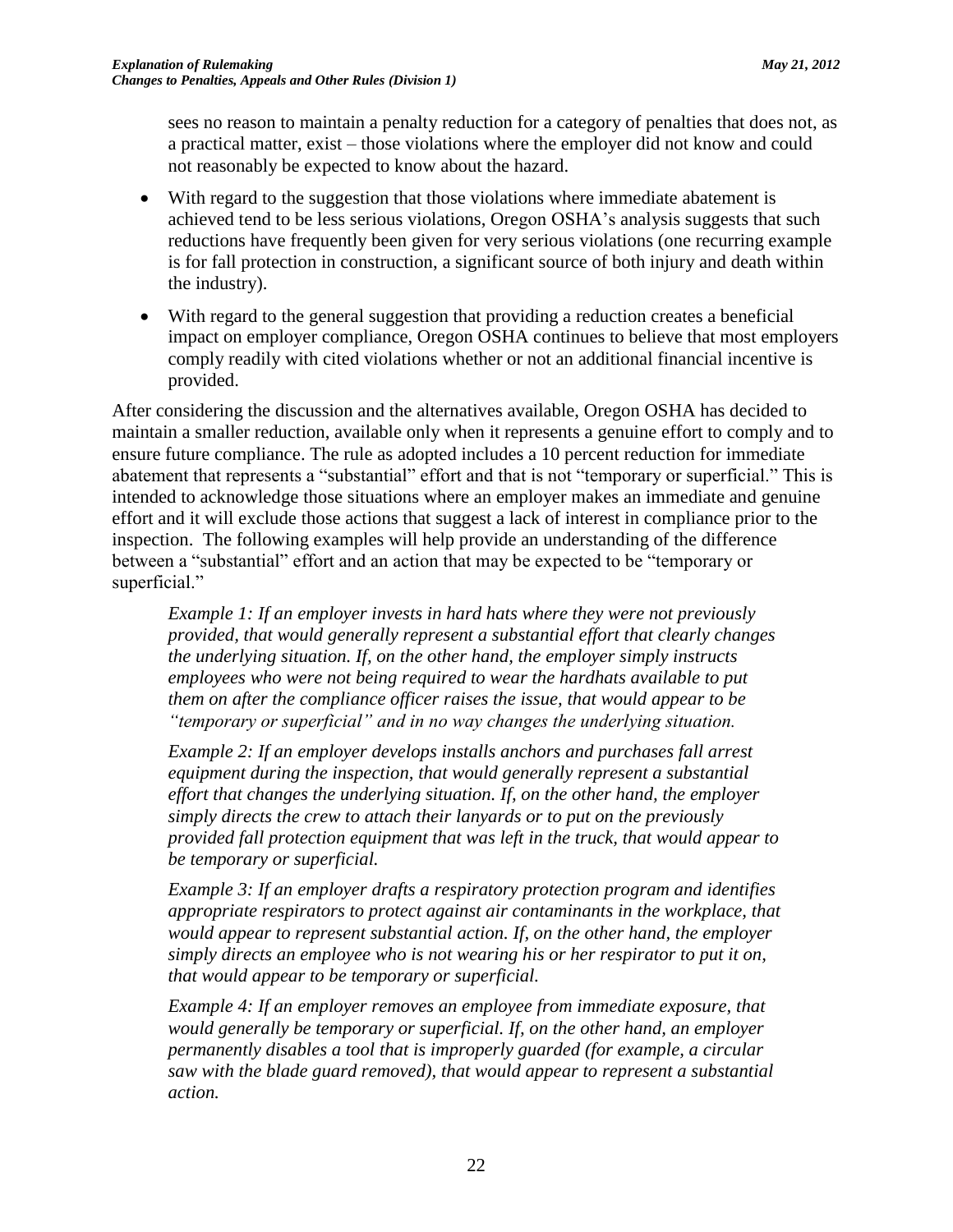sees no reason to maintain a penalty reduction for a category of penalties that does not, as a practical matter, exist – those violations where the employer did not know and could not reasonably be expected to know about the hazard.

- With regard to the suggestion that those violations where immediate abatement is achieved tend to be less serious violations, Oregon OSHA's analysis suggests that such reductions have frequently been given for very serious violations (one recurring example is for fall protection in construction, a significant source of both injury and death within the industry).
- With regard to the general suggestion that providing a reduction creates a beneficial impact on employer compliance, Oregon OSHA continues to believe that most employers comply readily with cited violations whether or not an additional financial incentive is provided.

After considering the discussion and the alternatives available, Oregon OSHA has decided to maintain a smaller reduction, available only when it represents a genuine effort to comply and to ensure future compliance. The rule as adopted includes a 10 percent reduction for immediate abatement that represents a "substantial" effort and that is not "temporary or superficial." This is intended to acknowledge those situations where an employer makes an immediate and genuine effort and it will exclude those actions that suggest a lack of interest in compliance prior to the inspection. The following examples will help provide an understanding of the difference between a "substantial" effort and an action that may be expected to be "temporary or superficial."

> *Example 1: If an employer invests in hard hats where they were not previously provided, that would generally represent a substantial effort that clearly changes the underlying situation. If, on the other hand, the employer simply instructs employees who were not being required to wear the hardhats available to put them on after the compliance officer raises the issue, that would appear to be "temporary or superficial" and in no way changes the underlying situation.*
>
> *Example 2: If an employer develops installs anchors and purchases fall arrest equipment during the inspection, that would generally represent a substantial effort that changes the underlying situation. If, on the other hand, the employer simply directs the crew to attach their lanyards or to put on the previously provided fall protection equipment that was left in the truck, that would appear to be temporary or superficial.*
>
> *Example 3: If an employer drafts a respiratory protection program and identifies appropriate respirators to protect against air contaminants in the workplace, that would appear to represent substantial action. If, on the other hand, the employer simply directs an employee who is not wearing his or her respirator to put it on, that would appear to be temporary or superficial.*
>
> *Example 4: If an employer removes an employee from immediate exposure, that would generally be temporary or superficial. If, on the other hand, an employer permanently disables a tool that is improperly guarded (for example, a circular saw with the blade guard removed), that would appear to represent a substantial action.*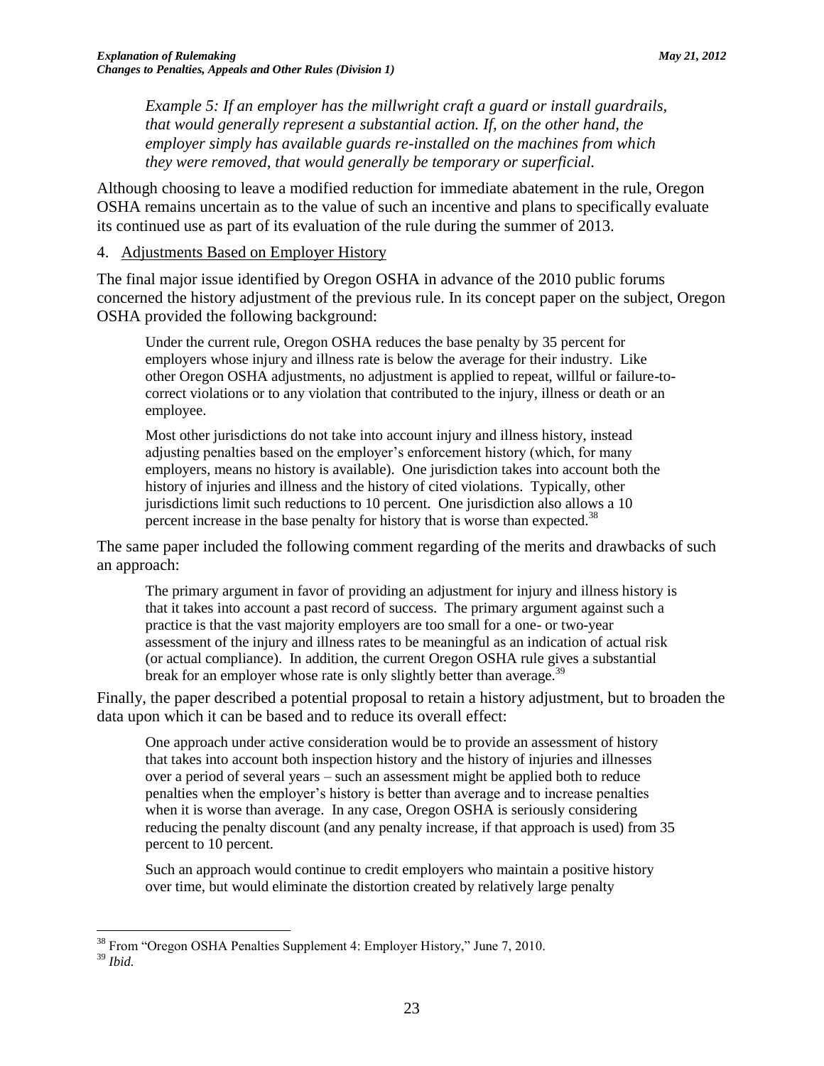> *Example 5: If an employer has the millwright craft a guard or install guardrails, that would generally represent a substantial action. If, on the other hand, the employer simply has available guards re-installed on the machines from which they were removed, that would generally be temporary or superficial.*

Although choosing to leave a modified reduction for immediate abatement in the rule, Oregon OSHA remains uncertain as to the value of such an incentive and plans to specifically evaluate its continued use as part of its evaluation of the rule during the summer of 2013.

4. <u>Adjustments Based on Employer History</u>

The final major issue identified by Oregon OSHA in advance of the 2010 public forums concerned the history adjustment of the previous rule. In its concept paper on the subject, Oregon OSHA provided the following background:

> Under the current rule, Oregon OSHA reduces the base penalty by 35 percent for employers whose injury and illness rate is below the average for their industry. Like other Oregon OSHA adjustments, no adjustment is applied to repeat, willful or failure-to-correct violations or to any violation that contributed to the injury, illness or death or an employee.
>
> Most other jurisdictions do not take into account injury and illness history, instead adjusting penalties based on the employer's enforcement history (which, for many employers, means no history is available). One jurisdiction takes into account both the history of injuries and illness and the history of cited violations. Typically, other jurisdictions limit such reductions to 10 percent. One jurisdiction also allows a 10 percent increase in the base penalty for history that is worse than expected.[38]

The same paper included the following comment regarding of the merits and drawbacks of such an approach:

> The primary argument in favor of providing an adjustment for injury and illness history is that it takes into account a past record of success. The primary argument against such a practice is that the vast majority employers are too small for a one- or two-year assessment of the injury and illness rates to be meaningful as an indication of actual risk (or actual compliance). In addition, the current Oregon OSHA rule gives a substantial break for an employer whose rate is only slightly better than average.[39]

Finally, the paper described a potential proposal to retain a history adjustment, but to broaden the data upon which it can be based and to reduce its overall effect:

> One approach under active consideration would be to provide an assessment of history that takes into account both inspection history and the history of injuries and illnesses over a period of several years – such an assessment might be applied both to reduce penalties when the employer's history is better than average and to increase penalties when it is worse than average. In any case, Oregon OSHA is seriously considering reducing the penalty discount (and any penalty increase, if that approach is used) from 35 percent to 10 percent.
>
> Such an approach would continue to credit employers who maintain a positive history over time, but would eliminate the distortion created by relatively large penalty

---

[38] From "Oregon OSHA Penalties Supplement 4: Employer History," June 7, 2010.

[39] *Ibid.*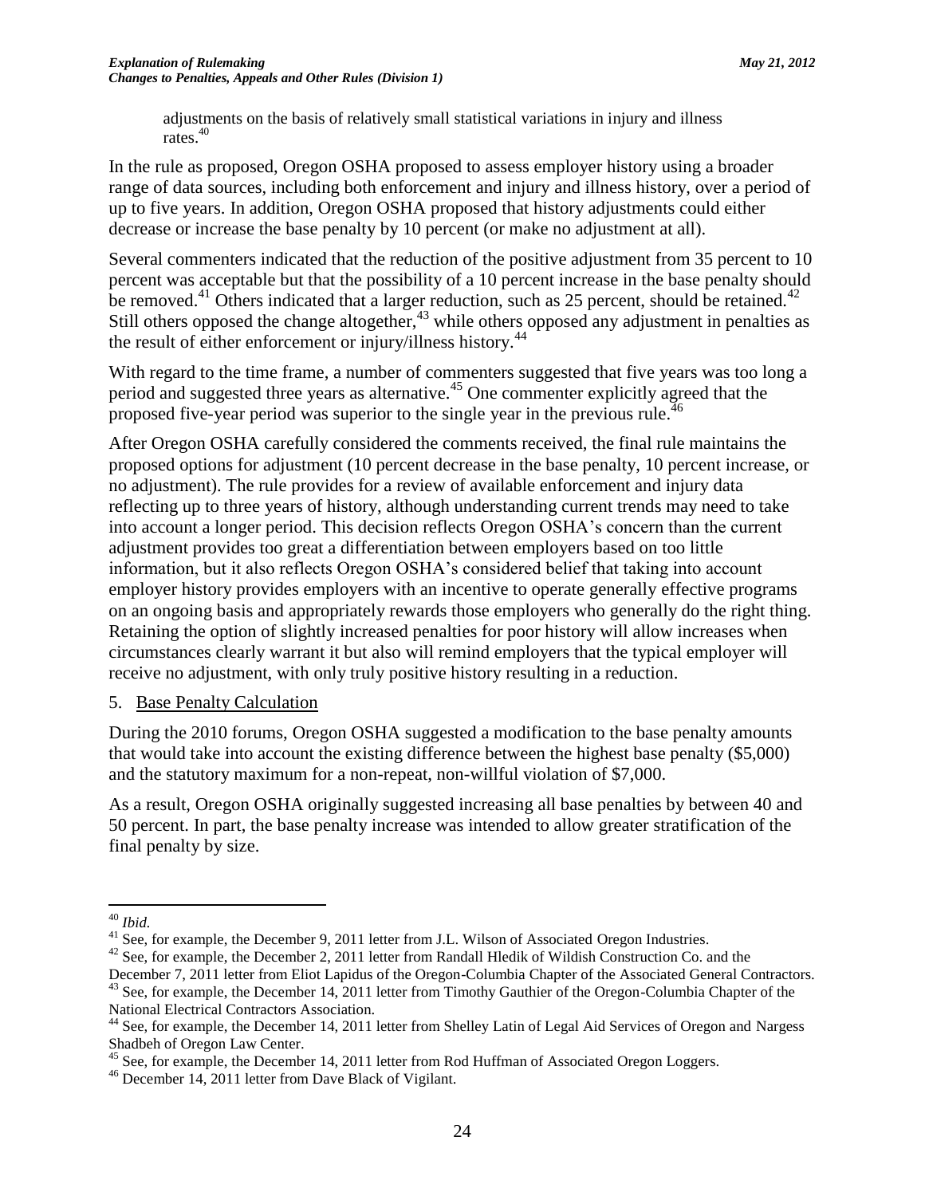adjustments on the basis of relatively small statistical variations in injury and illness rates.[40]

In the rule as proposed, Oregon OSHA proposed to assess employer history using a broader range of data sources, including both enforcement and injury and illness history, over a period of up to five years. In addition, Oregon OSHA proposed that history adjustments could either decrease or increase the base penalty by 10 percent (or make no adjustment at all).

Several commenters indicated that the reduction of the positive adjustment from 35 percent to 10 percent was acceptable but that the possibility of a 10 percent increase in the base penalty should be removed.[41] Others indicated that a larger reduction, such as 25 percent, should be retained.[42] Still others opposed the change altogether,[43] while others opposed any adjustment in penalties as the result of either enforcement or injury/illness history.[44]

With regard to the time frame, a number of commenters suggested that five years was too long a period and suggested three years as alternative.[45] One commenter explicitly agreed that the proposed five-year period was superior to the single year in the previous rule.[46]

After Oregon OSHA carefully considered the comments received, the final rule maintains the proposed options for adjustment (10 percent decrease in the base penalty, 10 percent increase, or no adjustment). The rule provides for a review of available enforcement and injury data reflecting up to three years of history, although understanding current trends may need to take into account a longer period. This decision reflects Oregon OSHA's concern than the current adjustment provides too great a differentiation between employers based on too little information, but it also reflects Oregon OSHA's considered belief that taking into account employer history provides employers with an incentive to operate generally effective programs on an ongoing basis and appropriately rewards those employers who generally do the right thing. Retaining the option of slightly increased penalties for poor history will allow increases when circumstances clearly warrant it but also will remind employers that the typical employer will receive no adjustment, with only truly positive history resulting in a reduction.

5. Base Penalty Calculation

During the 2010 forums, Oregon OSHA suggested a modification to the base penalty amounts that would take into account the existing difference between the highest base penalty ($5,000) and the statutory maximum for a non-repeat, non-willful violation of $7,000.

As a result, Oregon OSHA originally suggested increasing all base penalties by between 40 and 50 percent. In part, the base penalty increase was intended to allow greater stratification of the final penalty by size.

---

[40] *Ibid.*

[41] See, for example, the December 9, 2011 letter from J.L. Wilson of Associated Oregon Industries.

[42] See, for example, the December 2, 2011 letter from Randall Hledik of Wildish Construction Co. and the December 7, 2011 letter from Eliot Lapidus of the Oregon-Columbia Chapter of the Associated General Contractors.

[43] See, for example, the December 14, 2011 letter from Timothy Gauthier of the Oregon-Columbia Chapter of the National Electrical Contractors Association.

[44] See, for example, the December 14, 2011 letter from Shelley Latin of Legal Aid Services of Oregon and Nargess Shadbeh of Oregon Law Center.

[45] See, for example, the December 14, 2011 letter from Rod Huffman of Associated Oregon Loggers.

[46] December 14, 2011 letter from Dave Black of Vigilant.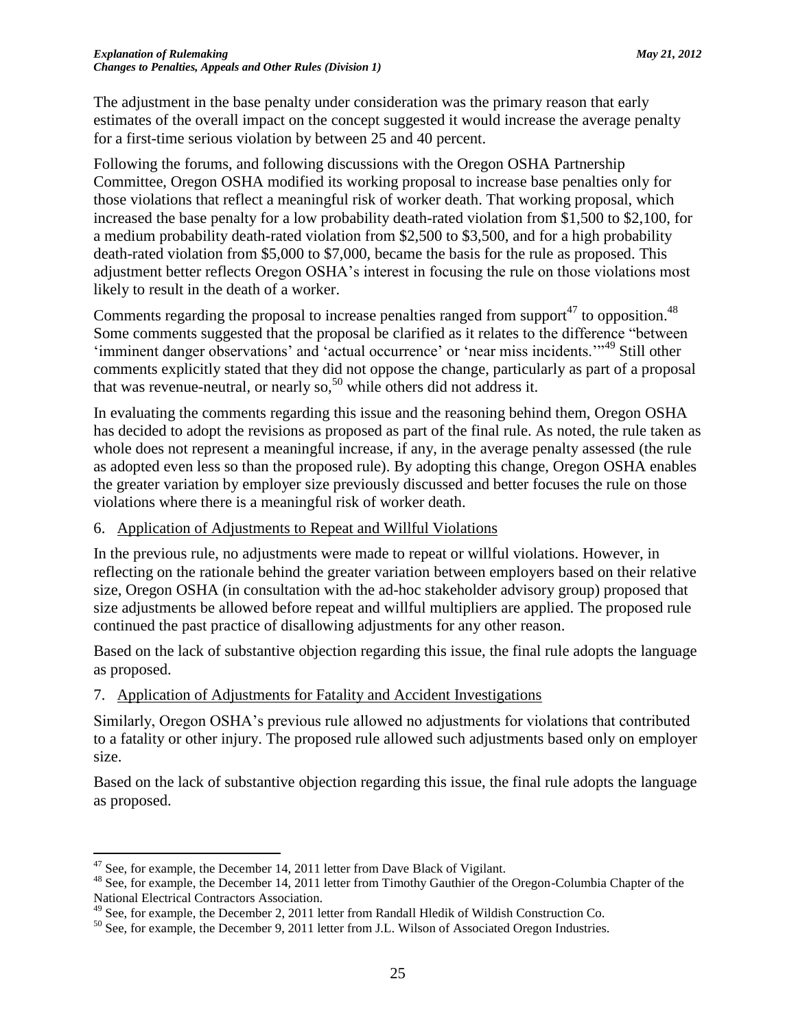The adjustment in the base penalty under consideration was the primary reason that early estimates of the overall impact on the concept suggested it would increase the average penalty for a first-time serious violation by between 25 and 40 percent.

Following the forums, and following discussions with the Oregon OSHA Partnership Committee, Oregon OSHA modified its working proposal to increase base penalties only for those violations that reflect a meaningful risk of worker death. That working proposal, which increased the base penalty for a low probability death-rated violation from $1,500 to $2,100, for a medium probability death-rated violation from $2,500 to $3,500, and for a high probability death-rated violation from $5,000 to $7,000, became the basis for the rule as proposed. This adjustment better reflects Oregon OSHA's interest in focusing the rule on those violations most likely to result in the death of a worker.

Comments regarding the proposal to increase penalties ranged from support[47] to opposition.[48] Some comments suggested that the proposal be clarified as it relates to the difference "between 'imminent danger observations' and 'actual occurrence' or 'near miss incidents.'"[49] Still other comments explicitly stated that they did not oppose the change, particularly as part of a proposal that was revenue-neutral, or nearly so,[50] while others did not address it.

In evaluating the comments regarding this issue and the reasoning behind them, Oregon OSHA has decided to adopt the revisions as proposed as part of the final rule. As noted, the rule taken as whole does not represent a meaningful increase, if any, in the average penalty assessed (the rule as adopted even less so than the proposed rule). By adopting this change, Oregon OSHA enables the greater variation by employer size previously discussed and better focuses the rule on those violations where there is a meaningful risk of worker death.

6. Application of Adjustments to Repeat and Willful Violations

In the previous rule, no adjustments were made to repeat or willful violations. However, in reflecting on the rationale behind the greater variation between employers based on their relative size, Oregon OSHA (in consultation with the ad-hoc stakeholder advisory group) proposed that size adjustments be allowed before repeat and willful multipliers are applied. The proposed rule continued the past practice of disallowing adjustments for any other reason.

Based on the lack of substantive objection regarding this issue, the final rule adopts the language as proposed.

7. Application of Adjustments for Fatality and Accident Investigations

Similarly, Oregon OSHA's previous rule allowed no adjustments for violations that contributed to a fatality or other injury. The proposed rule allowed such adjustments based only on employer size.

Based on the lack of substantive objection regarding this issue, the final rule adopts the language as proposed.

---

[47] See, for example, the December 14, 2011 letter from Dave Black of Vigilant.

[48] See, for example, the December 14, 2011 letter from Timothy Gauthier of the Oregon-Columbia Chapter of the National Electrical Contractors Association.

[49] See, for example, the December 2, 2011 letter from Randall Hledik of Wildish Construction Co.

[50] See, for example, the December 9, 2011 letter from J.L. Wilson of Associated Oregon Industries.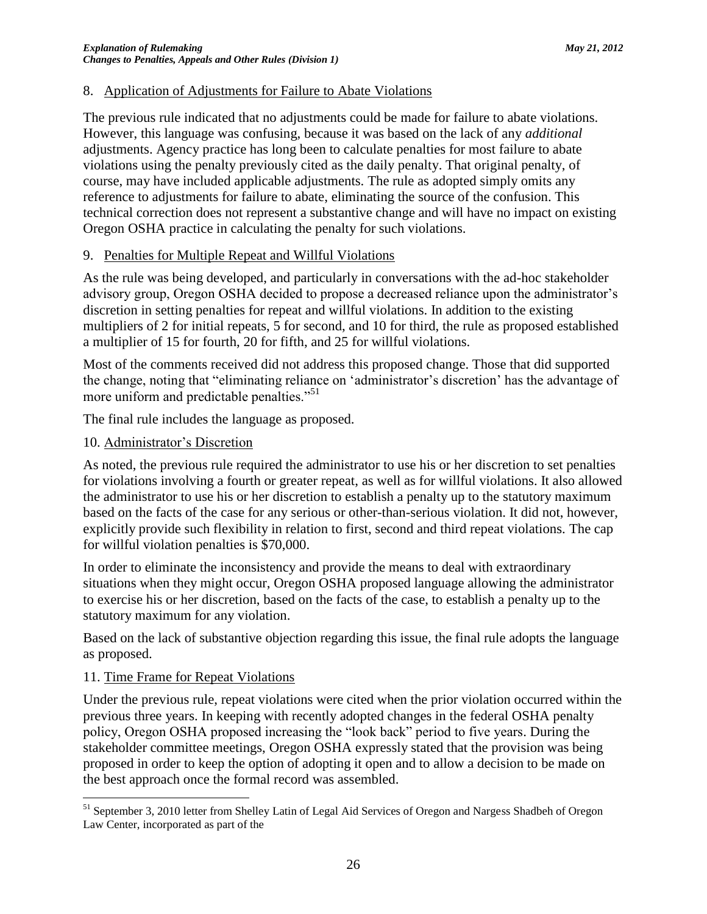8. Application of Adjustments for Failure to Abate Violations

The previous rule indicated that no adjustments could be made for failure to abate violations. However, this language was confusing, because it was based on the lack of any *additional* adjustments. Agency practice has long been to calculate penalties for most failure to abate violations using the penalty previously cited as the daily penalty. That original penalty, of course, may have included applicable adjustments. The rule as adopted simply omits any reference to adjustments for failure to abate, eliminating the source of the confusion. This technical correction does not represent a substantive change and will have no impact on existing Oregon OSHA practice in calculating the penalty for such violations.

9. Penalties for Multiple Repeat and Willful Violations

As the rule was being developed, and particularly in conversations with the ad-hoc stakeholder advisory group, Oregon OSHA decided to propose a decreased reliance upon the administrator's discretion in setting penalties for repeat and willful violations. In addition to the existing multipliers of 2 for initial repeats, 5 for second, and 10 for third, the rule as proposed established a multiplier of 15 for fourth, 20 for fifth, and 25 for willful violations.

Most of the comments received did not address this proposed change. Those that did supported the change, noting that "eliminating reliance on 'administrator's discretion' has the advantage of more uniform and predictable penalties."[51]

The final rule includes the language as proposed.

10. Administrator's Discretion

As noted, the previous rule required the administrator to use his or her discretion to set penalties for violations involving a fourth or greater repeat, as well as for willful violations. It also allowed the administrator to use his or her discretion to establish a penalty up to the statutory maximum based on the facts of the case for any serious or other-than-serious violation. It did not, however, explicitly provide such flexibility in relation to first, second and third repeat violations. The cap for willful violation penalties is $70,000.

In order to eliminate the inconsistency and provide the means to deal with extraordinary situations when they might occur, Oregon OSHA proposed language allowing the administrator to exercise his or her discretion, based on the facts of the case, to establish a penalty up to the statutory maximum for any violation.

Based on the lack of substantive objection regarding this issue, the final rule adopts the language as proposed.

11. Time Frame for Repeat Violations

Under the previous rule, repeat violations were cited when the prior violation occurred within the previous three years. In keeping with recently adopted changes in the federal OSHA penalty policy, Oregon OSHA proposed increasing the "look back" period to five years. During the stakeholder committee meetings, Oregon OSHA expressly stated that the provision was being proposed in order to keep the option of adopting it open and to allow a decision to be made on the best approach once the formal record was assembled.

---

[51] September 3, 2010 letter from Shelley Latin of Legal Aid Services of Oregon and Nargess Shadbeh of Oregon Law Center, incorporated as part of the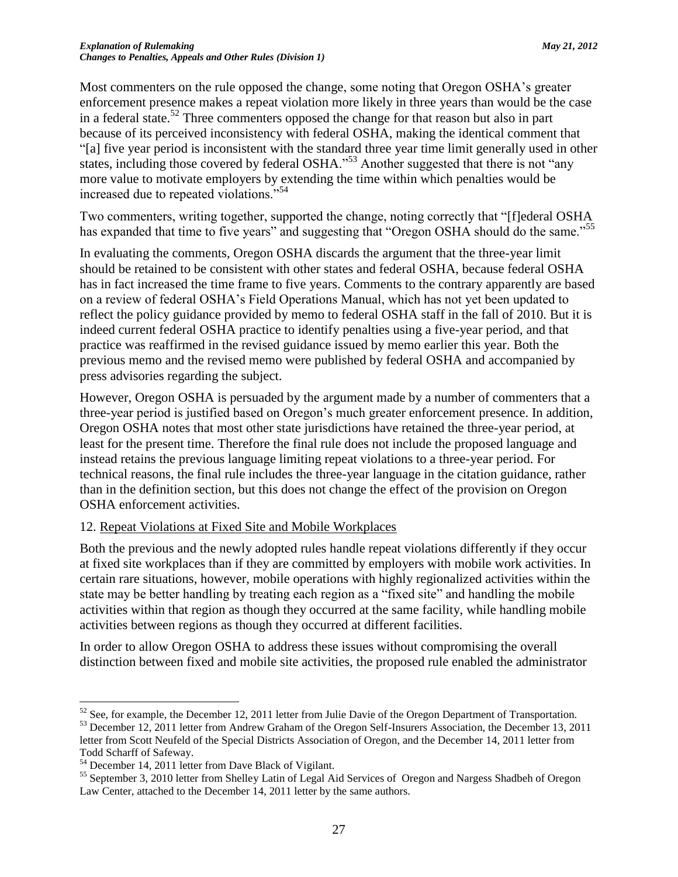Most commenters on the rule opposed the change, some noting that Oregon OSHA's greater enforcement presence makes a repeat violation more likely in three years than would be the case in a federal state.[52] Three commenters opposed the change for that reason but also in part because of its perceived inconsistency with federal OSHA, making the identical comment that "[a] five year period is inconsistent with the standard three year time limit generally used in other states, including those covered by federal OSHA."[53] Another suggested that there is not "any more value to motivate employers by extending the time within which penalties would be increased due to repeated violations."[54]

Two commenters, writing together, supported the change, noting correctly that "[f]ederal OSHA has expanded that time to five years" and suggesting that "Oregon OSHA should do the same."[55]

In evaluating the comments, Oregon OSHA discards the argument that the three-year limit should be retained to be consistent with other states and federal OSHA, because federal OSHA has in fact increased the time frame to five years. Comments to the contrary apparently are based on a review of federal OSHA's Field Operations Manual, which has not yet been updated to reflect the policy guidance provided by memo to federal OSHA staff in the fall of 2010. But it is indeed current federal OSHA practice to identify penalties using a five-year period, and that practice was reaffirmed in the revised guidance issued by memo earlier this year. Both the previous memo and the revised memo were published by federal OSHA and accompanied by press advisories regarding the subject.

However, Oregon OSHA is persuaded by the argument made by a number of commenters that a three-year period is justified based on Oregon's much greater enforcement presence. In addition, Oregon OSHA notes that most other state jurisdictions have retained the three-year period, at least for the present time. Therefore the final rule does not include the proposed language and instead retains the previous language limiting repeat violations to a three-year period. For technical reasons, the final rule includes the three-year language in the citation guidance, rather than in the definition section, but this does not change the effect of the provision on Oregon OSHA enforcement activities.

12. Repeat Violations at Fixed Site and Mobile Workplaces

Both the previous and the newly adopted rules handle repeat violations differently if they occur at fixed site workplaces than if they are committed by employers with mobile work activities. In certain rare situations, however, mobile operations with highly regionalized activities within the state may be better handling by treating each region as a "fixed site" and handling the mobile activities within that region as though they occurred at the same facility, while handling mobile activities between regions as though they occurred at different facilities.

In order to allow Oregon OSHA to address these issues without compromising the overall distinction between fixed and mobile site activities, the proposed rule enabled the administrator

---

[52] See, for example, the December 12, 2011 letter from Julie Davie of the Oregon Department of Transportation.

[53] December 12, 2011 letter from Andrew Graham of the Oregon Self-Insurers Association, the December 13, 2011 letter from Scott Neufeld of the Special Districts Association of Oregon, and the December 14, 2011 letter from Todd Scharff of Safeway.

[54] December 14, 2011 letter from Dave Black of Vigilant.

[55] September 3, 2010 letter from Shelley Latin of Legal Aid Services of Oregon and Nargess Shadbeh of Oregon Law Center, attached to the December 14, 2011 letter by the same authors.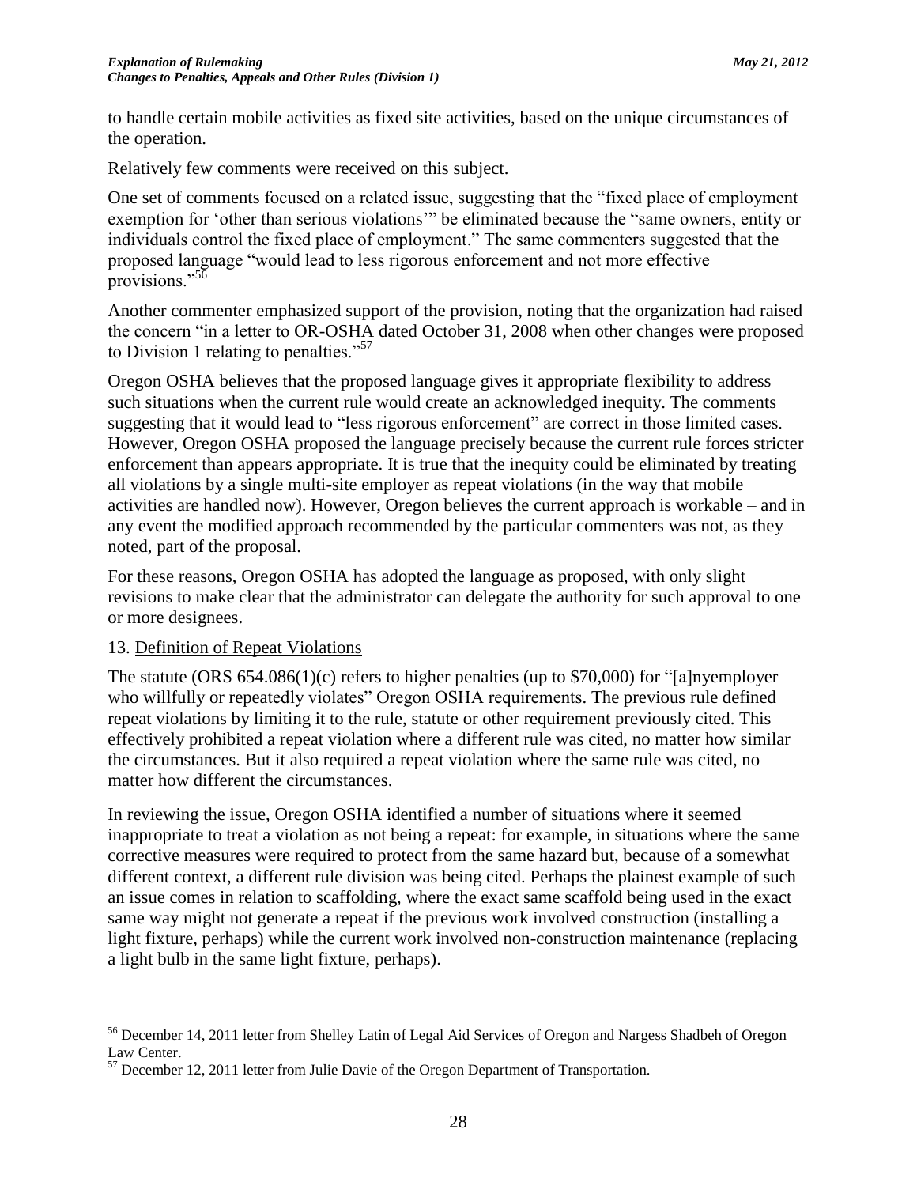to handle certain mobile activities as fixed site activities, based on the unique circumstances of the operation.

Relatively few comments were received on this subject.

One set of comments focused on a related issue, suggesting that the "fixed place of employment exemption for 'other than serious violations'" be eliminated because the "same owners, entity or individuals control the fixed place of employment." The same commenters suggested that the proposed language "would lead to less rigorous enforcement and not more effective provisions."[56]

Another commenter emphasized support of the provision, noting that the organization had raised the concern "in a letter to OR-OSHA dated October 31, 2008 when other changes were proposed to Division 1 relating to penalties."[57]

Oregon OSHA believes that the proposed language gives it appropriate flexibility to address such situations when the current rule would create an acknowledged inequity. The comments suggesting that it would lead to "less rigorous enforcement" are correct in those limited cases. However, Oregon OSHA proposed the language precisely because the current rule forces stricter enforcement than appears appropriate. It is true that the inequity could be eliminated by treating all violations by a single multi-site employer as repeat violations (in the way that mobile activities are handled now). However, Oregon believes the current approach is workable – and in any event the modified approach recommended by the particular commenters was not, as they noted, part of the proposal.

For these reasons, Oregon OSHA has adopted the language as proposed, with only slight revisions to make clear that the administrator can delegate the authority for such approval to one or more designees.

13. Definition of Repeat Violations

The statute (ORS 654.086(1)(c) refers to higher penalties (up to $70,000) for "[a]nyemployer who willfully or repeatedly violates" Oregon OSHA requirements. The previous rule defined repeat violations by limiting it to the rule, statute or other requirement previously cited. This effectively prohibited a repeat violation where a different rule was cited, no matter how similar the circumstances. But it also required a repeat violation where the same rule was cited, no matter how different the circumstances.

In reviewing the issue, Oregon OSHA identified a number of situations where it seemed inappropriate to treat a violation as not being a repeat: for example, in situations where the same corrective measures were required to protect from the same hazard but, because of a somewhat different context, a different rule division was being cited. Perhaps the plainest example of such an issue comes in relation to scaffolding, where the exact same scaffold being used in the exact same way might not generate a repeat if the previous work involved construction (installing a light fixture, perhaps) while the current work involved non-construction maintenance (replacing a light bulb in the same light fixture, perhaps).

---

[56] December 14, 2011 letter from Shelley Latin of Legal Aid Services of Oregon and Nargess Shadbeh of Oregon Law Center.

[57] December 12, 2011 letter from Julie Davie of the Oregon Department of Transportation.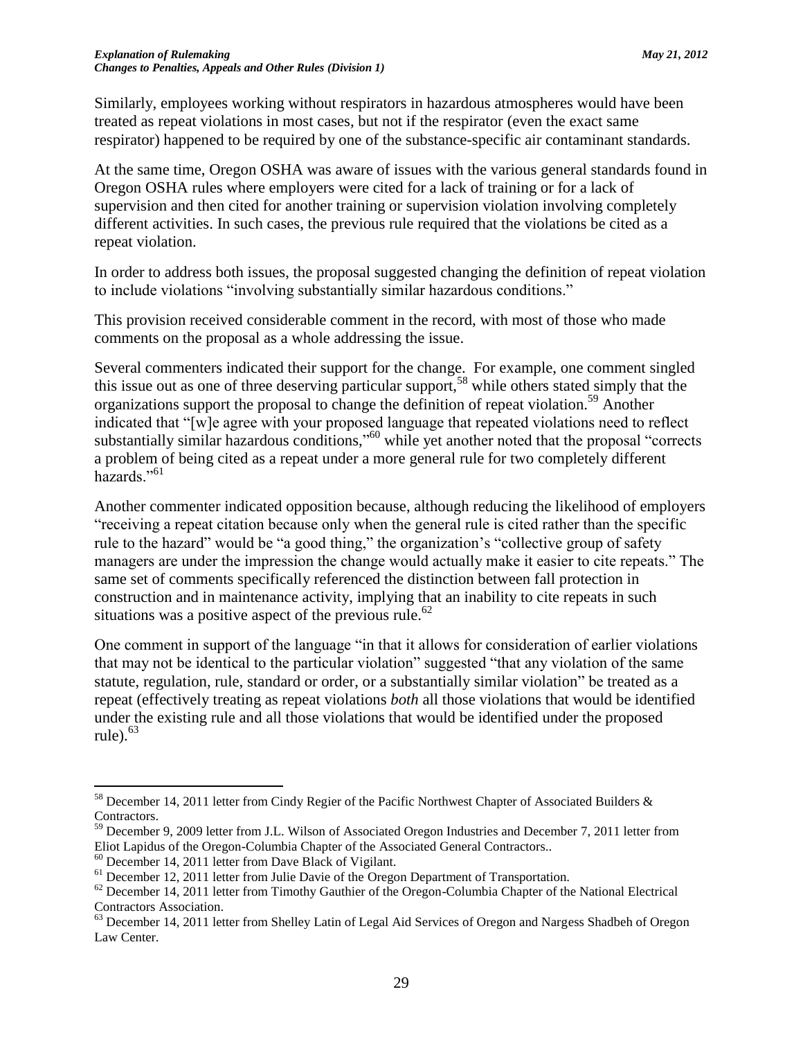Similarly, employees working without respirators in hazardous atmospheres would have been treated as repeat violations in most cases, but not if the respirator (even the exact same respirator) happened to be required by one of the substance-specific air contaminant standards.

At the same time, Oregon OSHA was aware of issues with the various general standards found in Oregon OSHA rules where employers were cited for a lack of training or for a lack of supervision and then cited for another training or supervision violation involving completely different activities. In such cases, the previous rule required that the violations be cited as a repeat violation.

In order to address both issues, the proposal suggested changing the definition of repeat violation to include violations "involving substantially similar hazardous conditions."

This provision received considerable comment in the record, with most of those who made comments on the proposal as a whole addressing the issue.

Several commenters indicated their support for the change. For example, one comment singled this issue out as one of three deserving particular support,[58] while others stated simply that the organizations support the proposal to change the definition of repeat violation.[59] Another indicated that "[w]e agree with your proposed language that repeated violations need to reflect substantially similar hazardous conditions,"[60] while yet another noted that the proposal "corrects a problem of being cited as a repeat under a more general rule for two completely different hazards."[61]

Another commenter indicated opposition because, although reducing the likelihood of employers "receiving a repeat citation because only when the general rule is cited rather than the specific rule to the hazard" would be "a good thing," the organization's "collective group of safety managers are under the impression the change would actually make it easier to cite repeats." The same set of comments specifically referenced the distinction between fall protection in construction and in maintenance activity, implying that an inability to cite repeats in such situations was a positive aspect of the previous rule.[62]

One comment in support of the language "in that it allows for consideration of earlier violations that may not be identical to the particular violation" suggested "that any violation of the same statute, regulation, rule, standard or order, or a substantially similar violation" be treated as a repeat (effectively treating as repeat violations *both* all those violations that would be identified under the existing rule and all those violations that would be identified under the proposed rule).[63]

---

[58] December 14, 2011 letter from Cindy Regier of the Pacific Northwest Chapter of Associated Builders & Contractors.

[59] December 9, 2009 letter from J.L. Wilson of Associated Oregon Industries and December 7, 2011 letter from Eliot Lapidus of the Oregon-Columbia Chapter of the Associated General Contractors..

[60] December 14, 2011 letter from Dave Black of Vigilant.

[61] December 12, 2011 letter from Julie Davie of the Oregon Department of Transportation.

[62] December 14, 2011 letter from Timothy Gauthier of the Oregon-Columbia Chapter of the National Electrical Contractors Association.

[63] December 14, 2011 letter from Shelley Latin of Legal Aid Services of Oregon and Nargess Shadbeh of Oregon Law Center.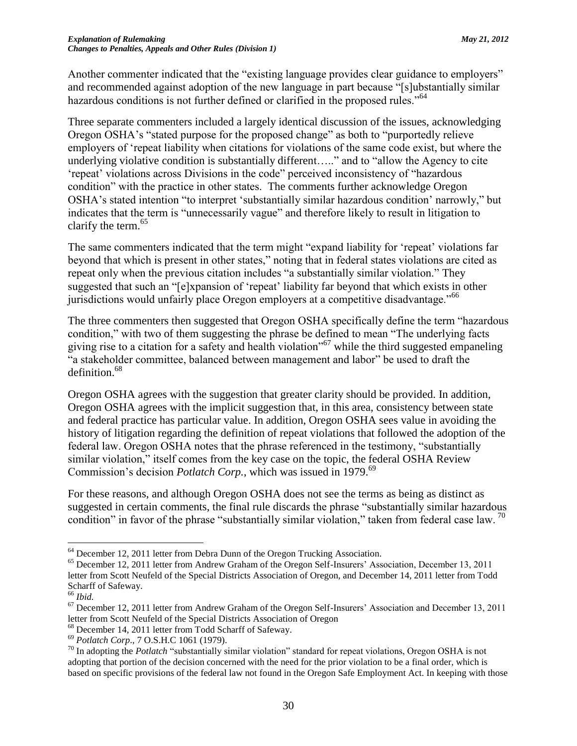Another commenter indicated that the "existing language provides clear guidance to employers" and recommended against adoption of the new language in part because "[s]ubstantially similar hazardous conditions is not further defined or clarified in the proposed rules."[64]

Three separate commenters included a largely identical discussion of the issues, acknowledging Oregon OSHA's "stated purpose for the proposed change" as both to "purportedly relieve employers of 'repeat liability when citations for violations of the same code exist, but where the underlying violative condition is substantially different….." and to "allow the Agency to cite 'repeat' violations across Divisions in the code" perceived inconsistency of "hazardous condition" with the practice in other states. The comments further acknowledge Oregon OSHA's stated intention "to interpret 'substantially similar hazardous condition' narrowly," but indicates that the term is "unnecessarily vague" and therefore likely to result in litigation to clarify the term.[65]

The same commenters indicated that the term might "expand liability for 'repeat' violations far beyond that which is present in other states," noting that in federal states violations are cited as repeat only when the previous citation includes "a substantially similar violation." They suggested that such an "[e]xpansion of 'repeat' liability far beyond that which exists in other jurisdictions would unfairly place Oregon employers at a competitive disadvantage."[66]

The three commenters then suggested that Oregon OSHA specifically define the term "hazardous condition," with two of them suggesting the phrase be defined to mean "The underlying facts giving rise to a citation for a safety and health violation"[67] while the third suggested empaneling "a stakeholder committee, balanced between management and labor" be used to draft the definition.[68]

Oregon OSHA agrees with the suggestion that greater clarity should be provided. In addition, Oregon OSHA agrees with the implicit suggestion that, in this area, consistency between state and federal practice has particular value. In addition, Oregon OSHA sees value in avoiding the history of litigation regarding the definition of repeat violations that followed the adoption of the federal law. Oregon OSHA notes that the phrase referenced in the testimony, "substantially similar violation," itself comes from the key case on the topic, the federal OSHA Review Commission's decision *Potlatch Corp.*, which was issued in 1979.[69]

For these reasons, and although Oregon OSHA does not see the terms as being as distinct as suggested in certain comments, the final rule discards the phrase "substantially similar hazardous condition" in favor of the phrase "substantially similar violation," taken from federal case law.[70]

---

[64] December 12, 2011 letter from Debra Dunn of the Oregon Trucking Association.

[65] December 12, 2011 letter from Andrew Graham of the Oregon Self-Insurers' Association, December 13, 2011 letter from Scott Neufeld of the Special Districts Association of Oregon, and December 14, 2011 letter from Todd Scharff of Safeway.

[66] *Ibid.*

[67] December 12, 2011 letter from Andrew Graham of the Oregon Self-Insurers' Association and December 13, 2011 letter from Scott Neufeld of the Special Districts Association of Oregon

[68] December 14, 2011 letter from Todd Scharff of Safeway.

[69] *Potlatch Corp*., 7 O.S.H.C 1061 (1979).

[70] In adopting the *Potlatch* "substantially similar violation" standard for repeat violations, Oregon OSHA is not adopting that portion of the decision concerned with the need for the prior violation to be a final order, which is based on specific provisions of the federal law not found in the Oregon Safe Employment Act. In keeping with those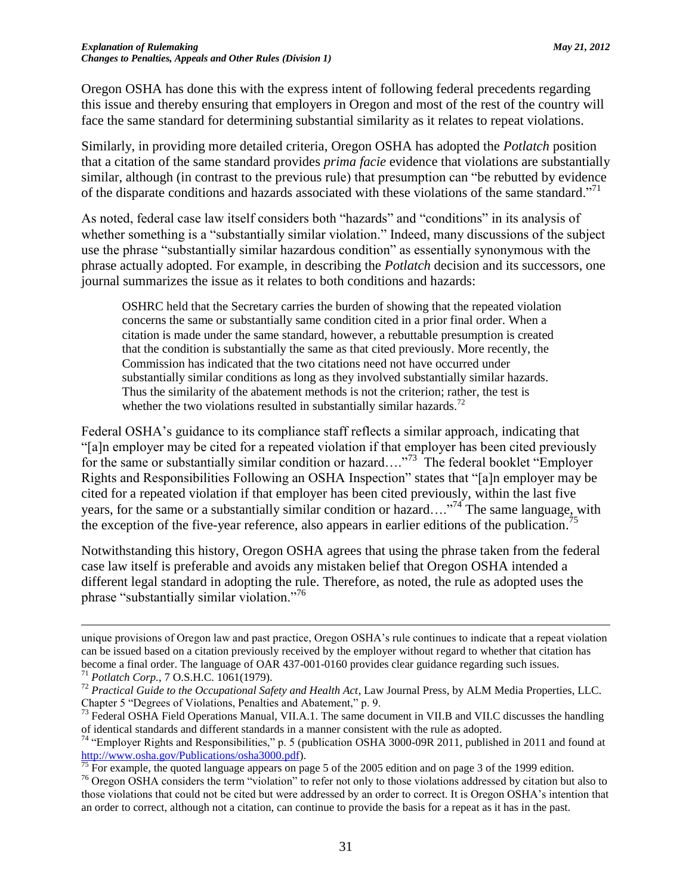Oregon OSHA has done this with the express intent of following federal precedents regarding this issue and thereby ensuring that employers in Oregon and most of the rest of the country will face the same standard for determining substantial similarity as it relates to repeat violations.

Similarly, in providing more detailed criteria, Oregon OSHA has adopted the *Potlatch* position that a citation of the same standard provides *prima facie* evidence that violations are substantially similar, although (in contrast to the previous rule) that presumption can "be rebutted by evidence of the disparate conditions and hazards associated with these violations of the same standard."[71]

As noted, federal case law itself considers both "hazards" and "conditions" in its analysis of whether something is a "substantially similar violation." Indeed, many discussions of the subject use the phrase "substantially similar hazardous condition" as essentially synonymous with the phrase actually adopted. For example, in describing the *Potlatch* decision and its successors, one journal summarizes the issue as it relates to both conditions and hazards:

> OSHRC held that the Secretary carries the burden of showing that the repeated violation concerns the same or substantially same condition cited in a prior final order. When a citation is made under the same standard, however, a rebuttable presumption is created that the condition is substantially the same as that cited previously. More recently, the Commission has indicated that the two citations need not have occurred under substantially similar conditions as long as they involved substantially similar hazards. Thus the similarity of the abatement methods is not the criterion; rather, the test is whether the two violations resulted in substantially similar hazards.[72]

Federal OSHA's guidance to its compliance staff reflects a similar approach, indicating that "[a]n employer may be cited for a repeated violation if that employer has been cited previously for the same or substantially similar condition or hazard…."[73] The federal booklet "Employer Rights and Responsibilities Following an OSHA Inspection" states that "[a]n employer may be cited for a repeated violation if that employer has been cited previously, within the last five years, for the same or a substantially similar condition or hazard…."[74] The same language, with the exception of the five-year reference, also appears in earlier editions of the publication.[75]

Notwithstanding this history, Oregon OSHA agrees that using the phrase taken from the federal case law itself is preferable and avoids any mistaken belief that Oregon OSHA intended a different legal standard in adopting the rule. Therefore, as noted, the rule as adopted uses the phrase "substantially similar violation."[76]

---

unique provisions of Oregon law and past practice, Oregon OSHA's rule continues to indicate that a repeat violation can be issued based on a citation previously received by the employer without regard to whether that citation has become a final order. The language of OAR 437-001-0160 provides clear guidance regarding such issues.

[71] *Potlatch Corp.*, 7 O.S.H.C. 1061(1979).

[72] *Practical Guide to the Occupational Safety and Health Act*, Law Journal Press, by ALM Media Properties, LLC. Chapter 5 "Degrees of Violations, Penalties and Abatement," p. 9.

[73] Federal OSHA Field Operations Manual, VII.A.1. The same document in VII.B and VII.C discusses the handling of identical standards and different standards in a manner consistent with the rule as adopted.

[74] "Employer Rights and Responsibilities," p. 5 (publication OSHA 3000-09R 2011, published in 2011 and found at http://www.osha.gov/Publications/osha3000.pdf).

[75] For example, the quoted language appears on page 5 of the 2005 edition and on page 3 of the 1999 edition.

[76] Oregon OSHA considers the term "violation" to refer not only to those violations addressed by citation but also to those violations that could not be cited but were addressed by an order to correct. It is Oregon OSHA's intention that an order to correct, although not a citation, can continue to provide the basis for a repeat as it has in the past.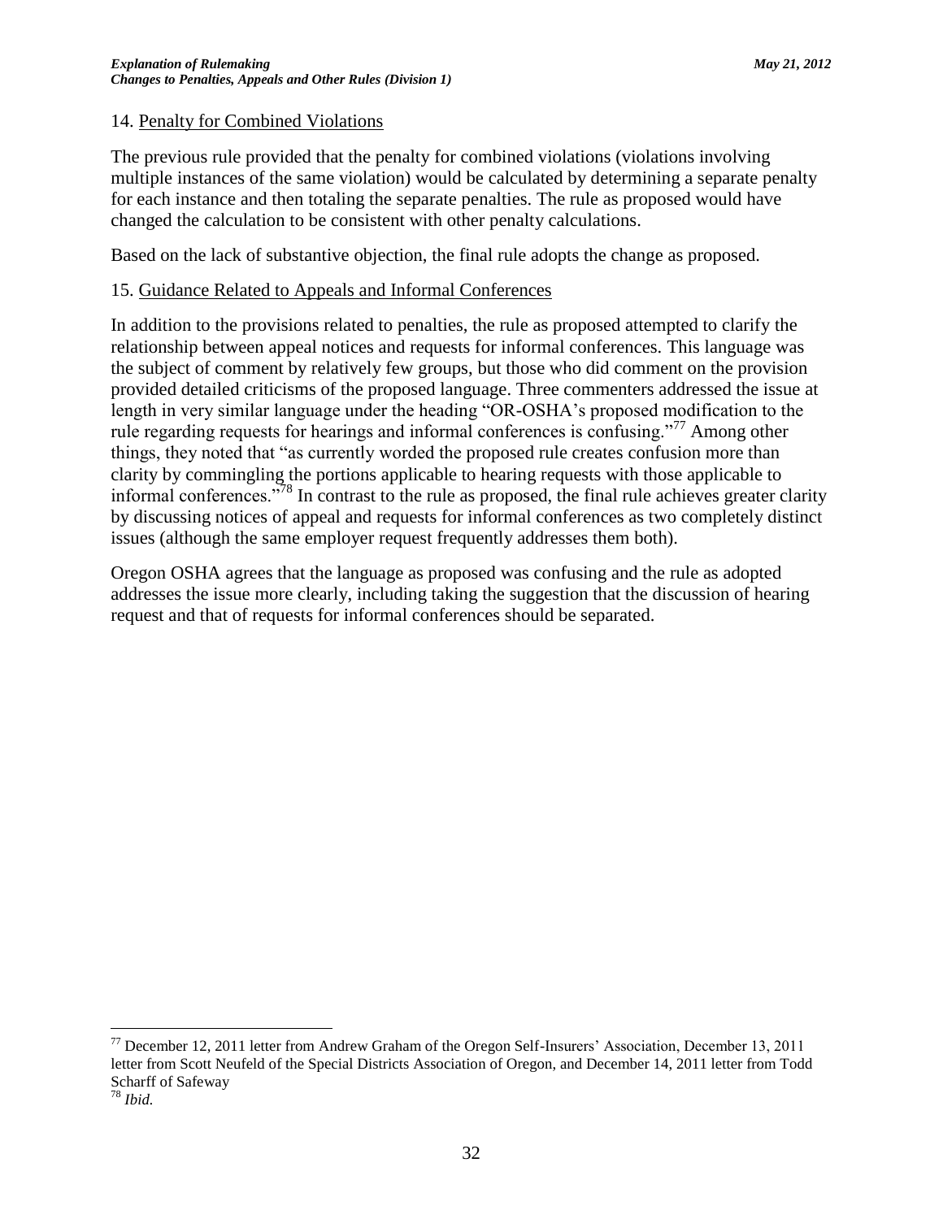14. Penalty for Combined Violations

The previous rule provided that the penalty for combined violations (violations involving multiple instances of the same violation) would be calculated by determining a separate penalty for each instance and then totaling the separate penalties. The rule as proposed would have changed the calculation to be consistent with other penalty calculations.

Based on the lack of substantive objection, the final rule adopts the change as proposed.

15. Guidance Related to Appeals and Informal Conferences

In addition to the provisions related to penalties, the rule as proposed attempted to clarify the relationship between appeal notices and requests for informal conferences. This language was the subject of comment by relatively few groups, but those who did comment on the provision provided detailed criticisms of the proposed language. Three commenters addressed the issue at length in very similar language under the heading "OR-OSHA's proposed modification to the rule regarding requests for hearings and informal conferences is confusing."[77] Among other things, they noted that "as currently worded the proposed rule creates confusion more than clarity by commingling the portions applicable to hearing requests with those applicable to informal conferences."[78] In contrast to the rule as proposed, the final rule achieves greater clarity by discussing notices of appeal and requests for informal conferences as two completely distinct issues (although the same employer request frequently addresses them both).

Oregon OSHA agrees that the language as proposed was confusing and the rule as adopted addresses the issue more clearly, including taking the suggestion that the discussion of hearing request and that of requests for informal conferences should be separated.

---

[77] December 12, 2011 letter from Andrew Graham of the Oregon Self-Insurers' Association, December 13, 2011 letter from Scott Neufeld of the Special Districts Association of Oregon, and December 14, 2011 letter from Todd Scharff of Safeway

[78] *Ibid.*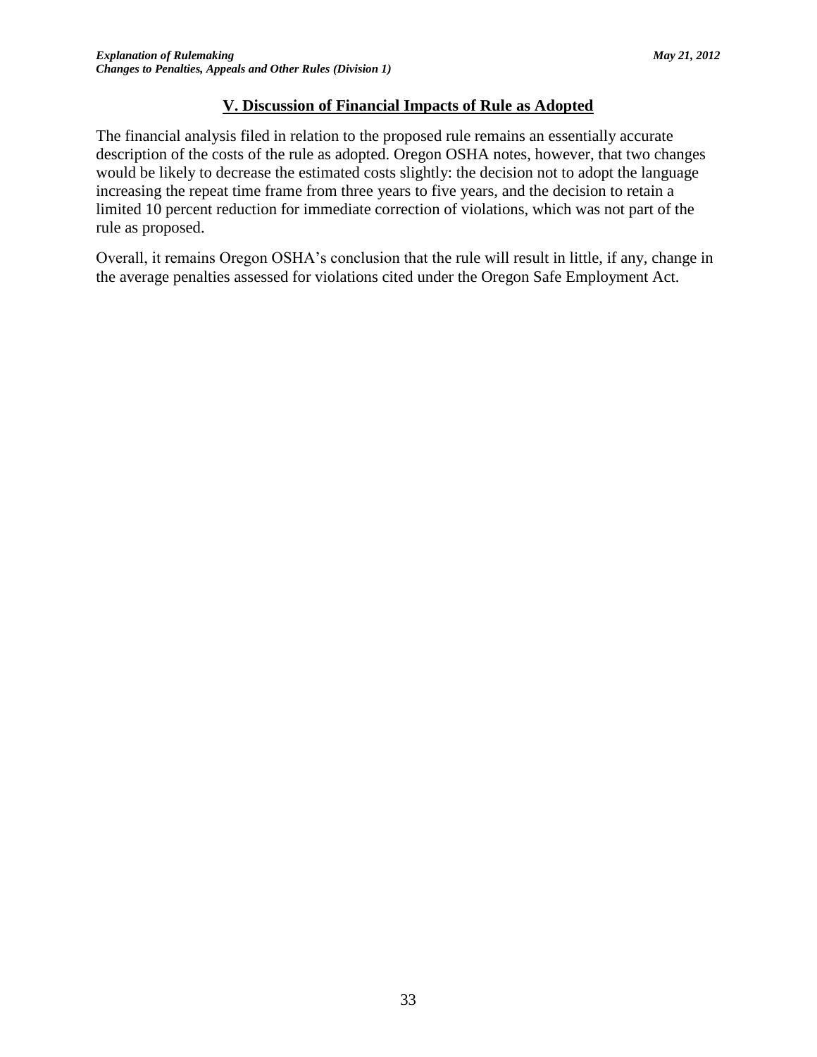## V. Discussion of Financial Impacts of Rule as Adopted

The financial analysis filed in relation to the proposed rule remains an essentially accurate description of the costs of the rule as adopted. Oregon OSHA notes, however, that two changes would be likely to decrease the estimated costs slightly: the decision not to adopt the language increasing the repeat time frame from three years to five years, and the decision to retain a limited 10 percent reduction for immediate correction of violations, which was not part of the rule as proposed.

Overall, it remains Oregon OSHA's conclusion that the rule will result in little, if any, change in the average penalties assessed for violations cited under the Oregon Safe Employment Act.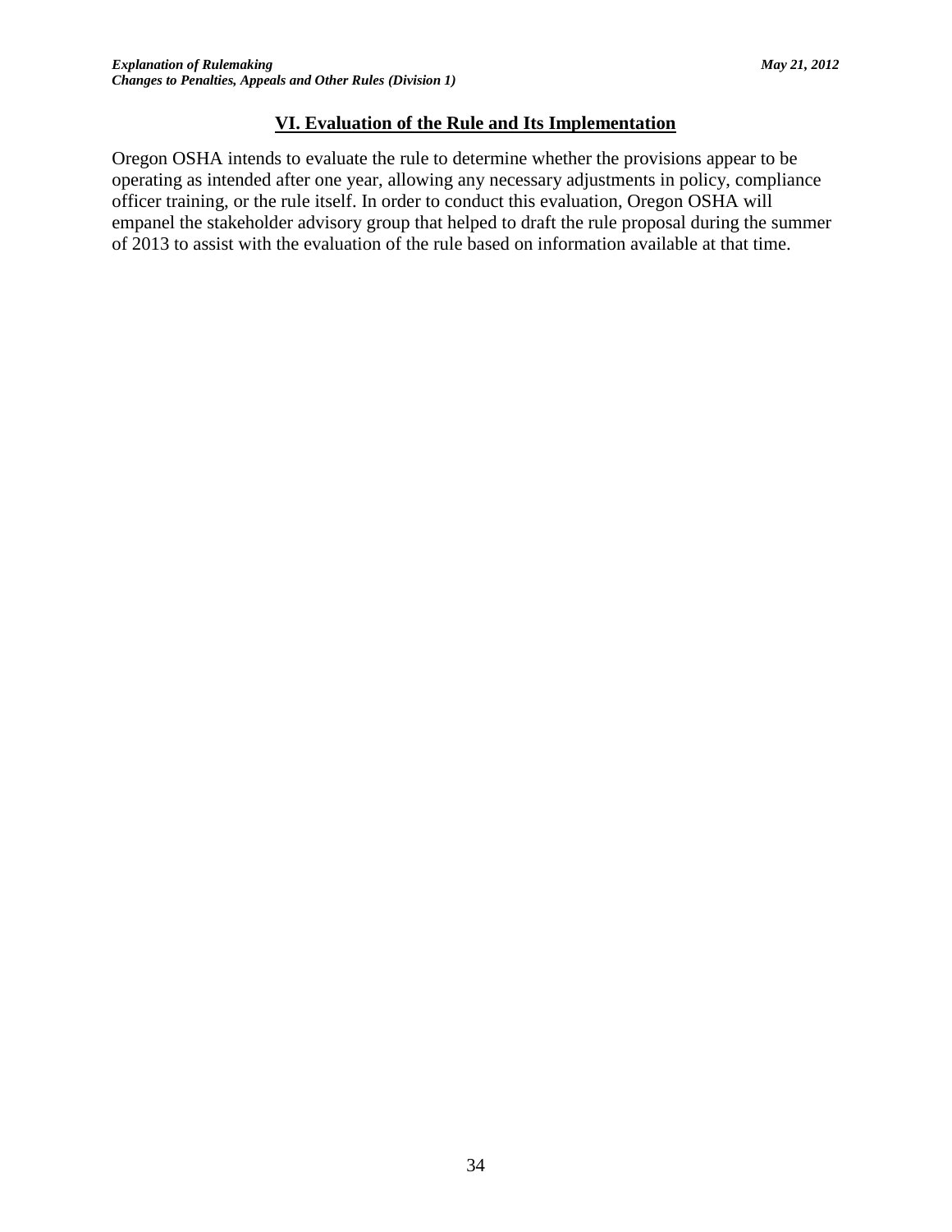## VI. Evaluation of the Rule and Its Implementation

Oregon OSHA intends to evaluate the rule to determine whether the provisions appear to be operating as intended after one year, allowing any necessary adjustments in policy, compliance officer training, or the rule itself. In order to conduct this evaluation, Oregon OSHA will empanel the stakeholder advisory group that helped to draft the rule proposal during the summer of 2013 to assist with the evaluation of the rule based on information available at that time.